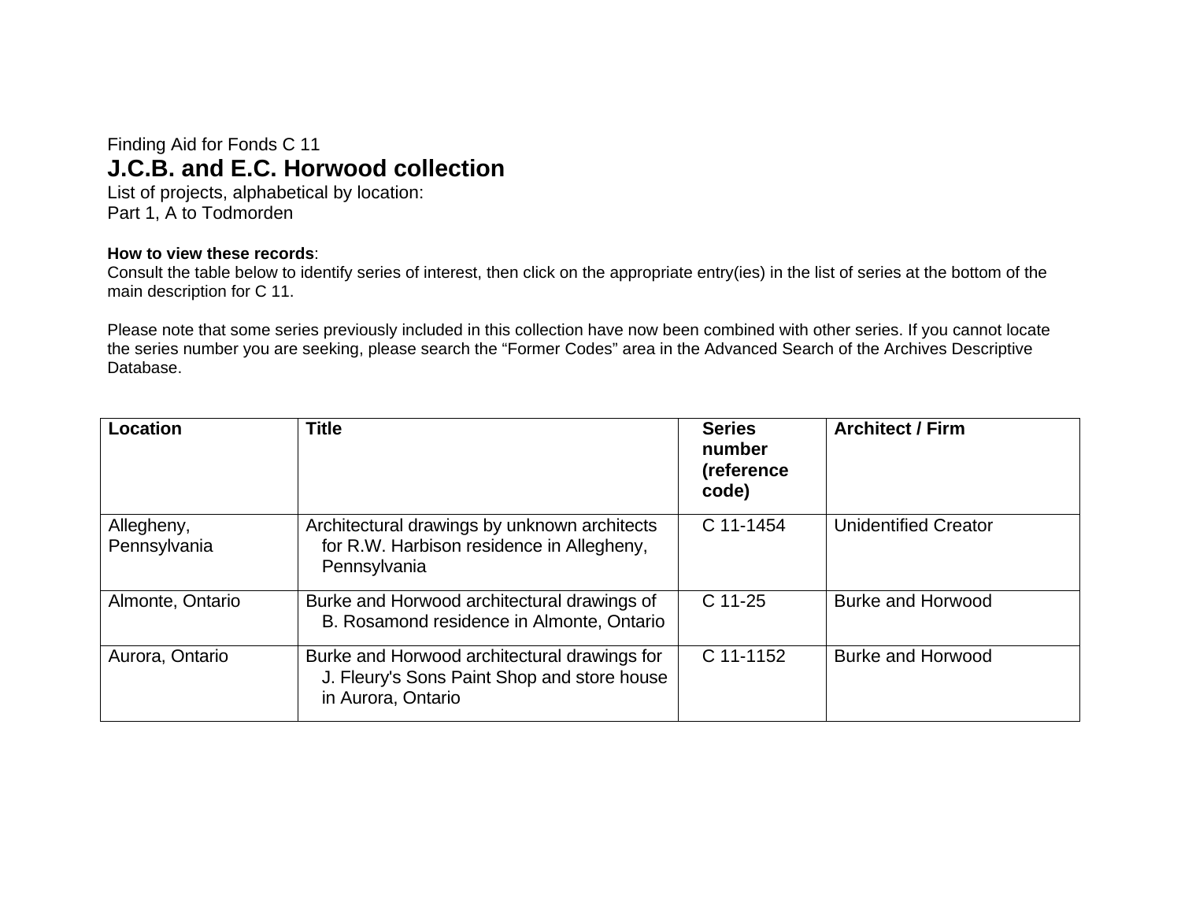Finding Aid for Fonds C 11

# J.C.B. and E.C. Horwood collection

List of projects, alphabetical by location:
Part 1, A to Todmorden

**How to view these records**:
Consult the table below to identify series of interest, then click on the appropriate entry(ies) in the list of series at the bottom of the main description for C 11.

Please note that some series previously included in this collection have now been combined with other series. If you cannot locate the series number you are seeking, please search the “Former Codes” area in the Advanced Search of the Archives Descriptive Database.

| Location | Title | Series number (reference code) | Architect / Firm |
|---|---|---|---|
| Allegheny, Pennsylvania | Architectural drawings by unknown architects for R.W. Harbison residence in Allegheny, Pennsylvania | C 11-1454 | Unidentified Creator |
| Almonte, Ontario | Burke and Horwood architectural drawings of B. Rosamond residence in Almonte, Ontario | C 11-25 | Burke and Horwood |
| Aurora, Ontario | Burke and Horwood architectural drawings for J. Fleury's Sons Paint Shop and store house in Aurora, Ontario | C 11-1152 | Burke and Horwood |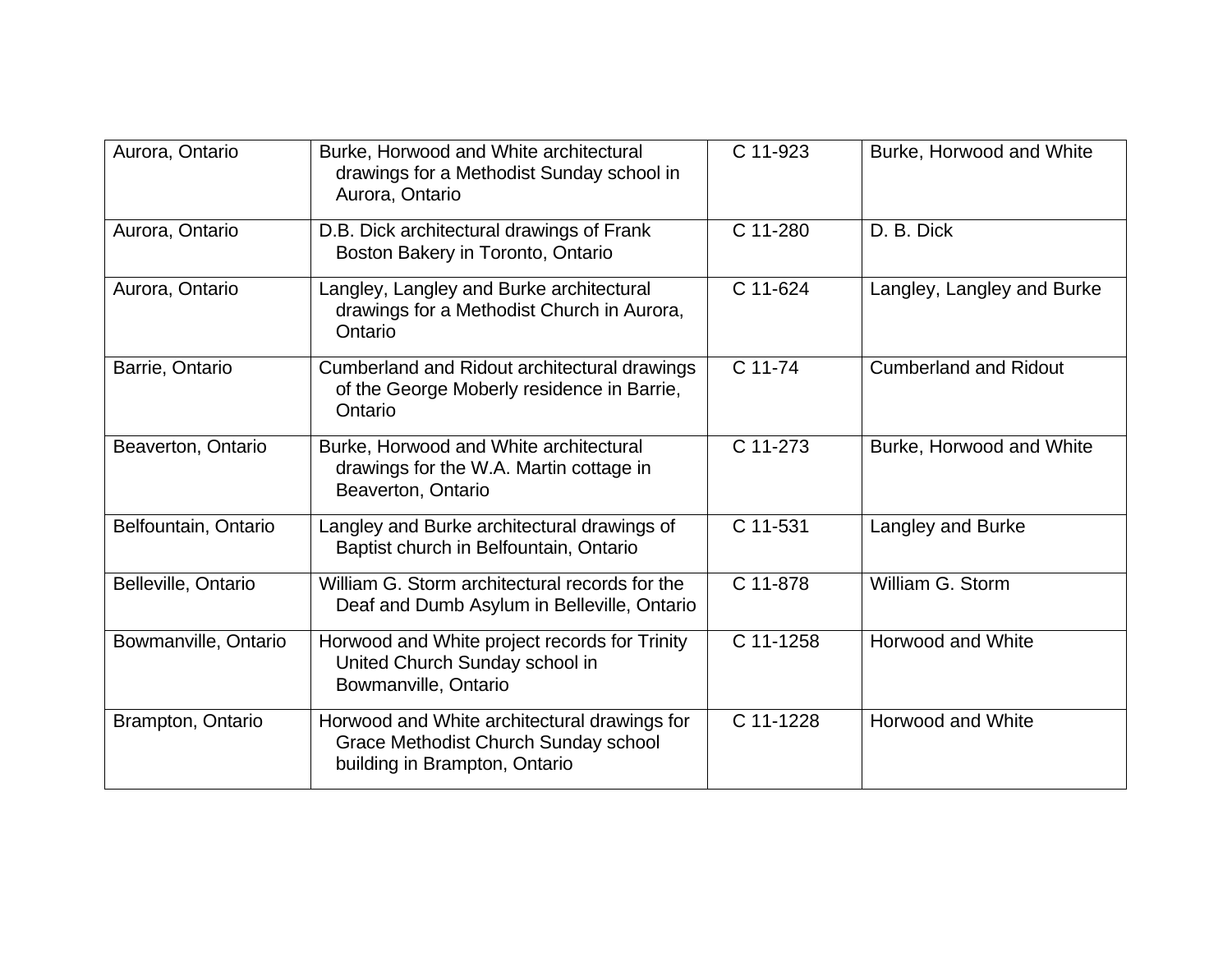| Aurora, Ontario | Burke, Horwood and White architectural drawings for a Methodist Sunday school in Aurora, Ontario | C 11-923 | Burke, Horwood and White |
|---|---|---|---|
| Aurora, Ontario | D.B. Dick architectural drawings of Frank Boston Bakery in Toronto, Ontario | C 11-280 | D. B. Dick |
| Aurora, Ontario | Langley, Langley and Burke architectural drawings for a Methodist Church in Aurora, Ontario | C 11-624 | Langley, Langley and Burke |
| Barrie, Ontario | Cumberland and Ridout architectural drawings of the George Moberly residence in Barrie, Ontario | C 11-74 | Cumberland and Ridout |
| Beaverton, Ontario | Burke, Horwood and White architectural drawings for the W.A. Martin cottage in Beaverton, Ontario | C 11-273 | Burke, Horwood and White |
| Belfountain, Ontario | Langley and Burke architectural drawings of Baptist church in Belfountain, Ontario | C 11-531 | Langley and Burke |
| Belleville, Ontario | William G. Storm architectural records for the Deaf and Dumb Asylum in Belleville, Ontario | C 11-878 | William G. Storm |
| Bowmanville, Ontario | Horwood and White project records for Trinity United Church Sunday school in Bowmanville, Ontario | C 11-1258 | Horwood and White |
| Brampton, Ontario | Horwood and White architectural drawings for Grace Methodist Church Sunday school building in Brampton, Ontario | C 11-1228 | Horwood and White |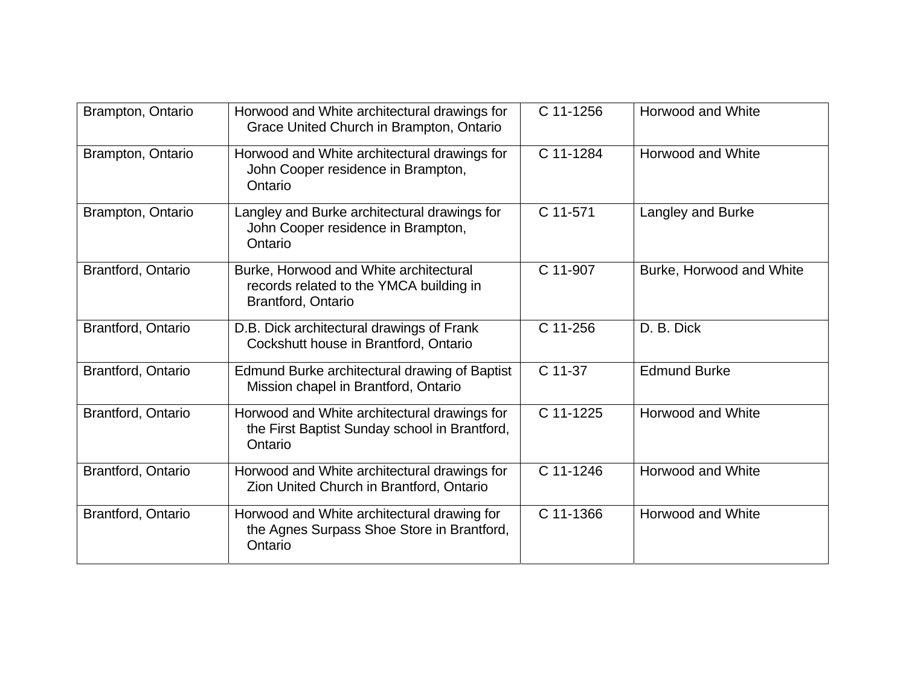| | | | |
|---|---|---|---|
| Brampton, Ontario | Horwood and White architectural drawings for Grace United Church in Brampton, Ontario | C 11-1256 | Horwood and White |
| Brampton, Ontario | Horwood and White architectural drawings for John Cooper residence in Brampton, Ontario | C 11-1284 | Horwood and White |
| Brampton, Ontario | Langley and Burke architectural drawings for John Cooper residence in Brampton, Ontario | C 11-571 | Langley and Burke |
| Brantford, Ontario | Burke, Horwood and White architectural records related to the YMCA building in Brantford, Ontario | C 11-907 | Burke, Horwood and White |
| Brantford, Ontario | D.B. Dick architectural drawings of Frank Cockshutt house in Brantford, Ontario | C 11-256 | D. B. Dick |
| Brantford, Ontario | Edmund Burke architectural drawing of Baptist Mission chapel in Brantford, Ontario | C 11-37 | Edmund Burke |
| Brantford, Ontario | Horwood and White architectural drawings for the First Baptist Sunday school in Brantford, Ontario | C 11-1225 | Horwood and White |
| Brantford, Ontario | Horwood and White architectural drawings for Zion United Church in Brantford, Ontario | C 11-1246 | Horwood and White |
| Brantford, Ontario | Horwood and White architectural drawing for the Agnes Surpass Shoe Store in Brantford, Ontario | C 11-1366 | Horwood and White |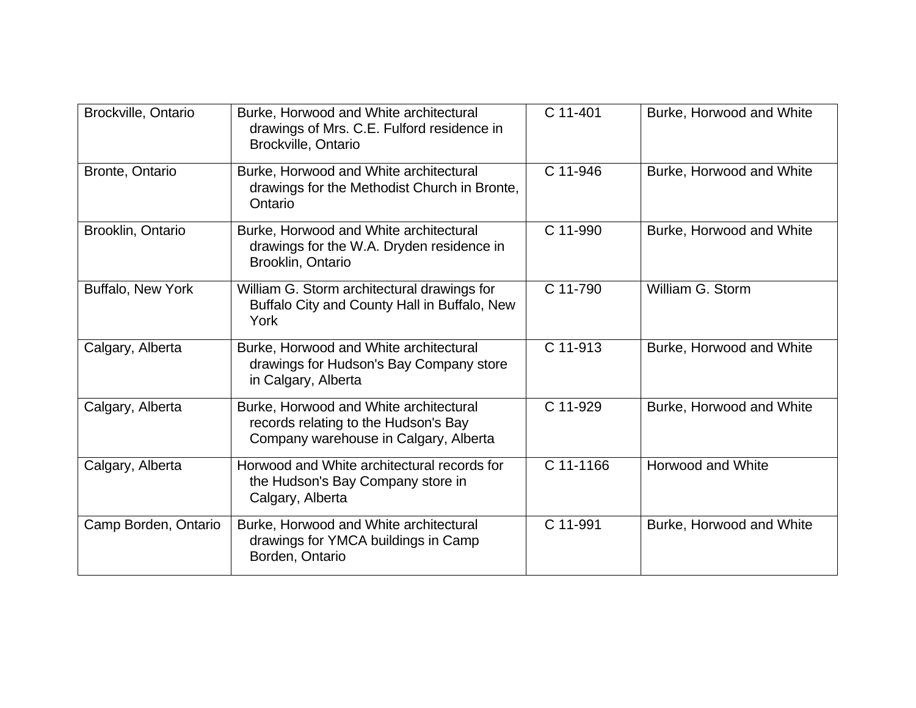| | | | |
|---|---|---|---|
| Brockville, Ontario | Burke, Horwood and White architectural drawings of Mrs. C.E. Fulford residence in Brockville, Ontario | C 11-401 | Burke, Horwood and White |
| Bronte, Ontario | Burke, Horwood and White architectural drawings for the Methodist Church in Bronte, Ontario | C 11-946 | Burke, Horwood and White |
| Brooklin, Ontario | Burke, Horwood and White architectural drawings for the W.A. Dryden residence in Brooklin, Ontario | C 11-990 | Burke, Horwood and White |
| Buffalo, New York | William G. Storm architectural drawings for Buffalo City and County Hall in Buffalo, New York | C 11-790 | William G. Storm |
| Calgary, Alberta | Burke, Horwood and White architectural drawings for Hudson's Bay Company store in Calgary, Alberta | C 11-913 | Burke, Horwood and White |
| Calgary, Alberta | Burke, Horwood and White architectural records relating to the Hudson's Bay Company warehouse in Calgary, Alberta | C 11-929 | Burke, Horwood and White |
| Calgary, Alberta | Horwood and White architectural records for the Hudson's Bay Company store in Calgary, Alberta | C 11-1166 | Horwood and White |
| Camp Borden, Ontario | Burke, Horwood and White architectural drawings for YMCA buildings in Camp Borden, Ontario | C 11-991 | Burke, Horwood and White |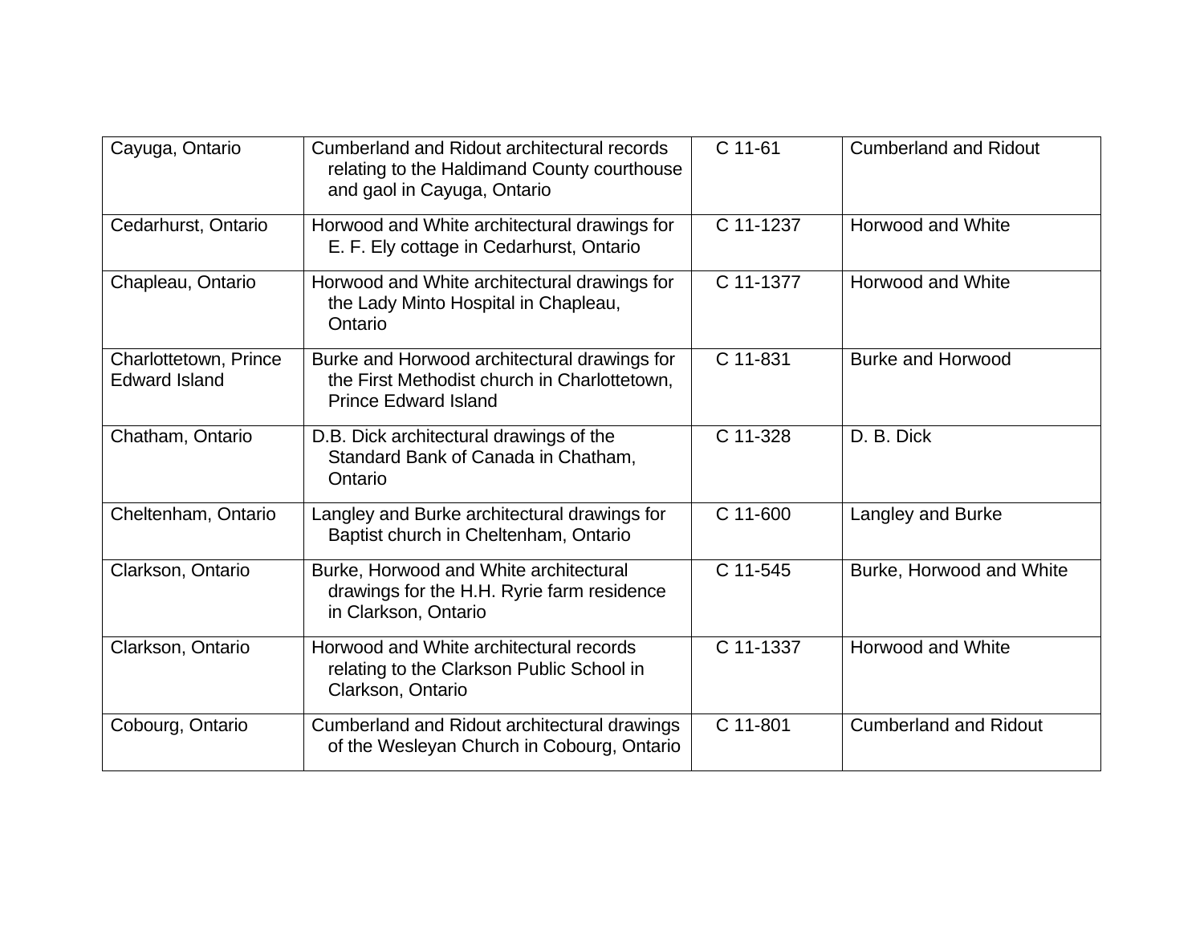| | | | |
|---|---|---|---|
| Cayuga, Ontario | Cumberland and Ridout architectural records relating to the Haldimand County courthouse and gaol in Cayuga, Ontario | C 11-61 | Cumberland and Ridout |
| Cedarhurst, Ontario | Horwood and White architectural drawings for E. F. Ely cottage in Cedarhurst, Ontario | C 11-1237 | Horwood and White |
| Chapleau, Ontario | Horwood and White architectural drawings for the Lady Minto Hospital in Chapleau, Ontario | C 11-1377 | Horwood and White |
| Charlottetown, Prince Edward Island | Burke and Horwood architectural drawings for the First Methodist church in Charlottetown, Prince Edward Island | C 11-831 | Burke and Horwood |
| Chatham, Ontario | D.B. Dick architectural drawings of the Standard Bank of Canada in Chatham, Ontario | C 11-328 | D. B. Dick |
| Cheltenham, Ontario | Langley and Burke architectural drawings for Baptist church in Cheltenham, Ontario | C 11-600 | Langley and Burke |
| Clarkson, Ontario | Burke, Horwood and White architectural drawings for the H.H. Ryrie farm residence in Clarkson, Ontario | C 11-545 | Burke, Horwood and White |
| Clarkson, Ontario | Horwood and White architectural records relating to the Clarkson Public School in Clarkson, Ontario | C 11-1337 | Horwood and White |
| Cobourg, Ontario | Cumberland and Ridout architectural drawings of the Wesleyan Church in Cobourg, Ontario | C 11-801 | Cumberland and Ridout |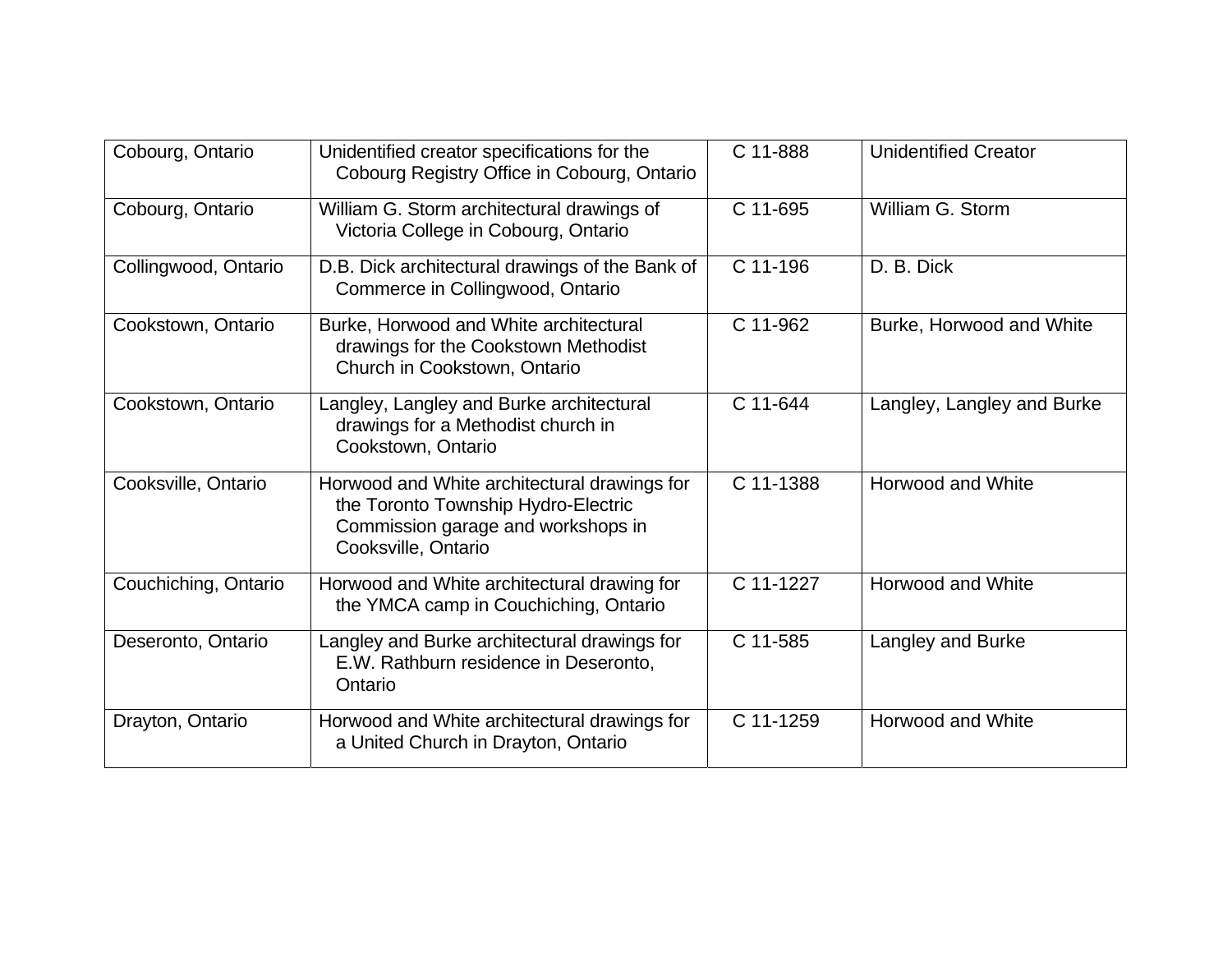| | | | |
|---|---|---|---|
| Cobourg, Ontario | Unidentified creator specifications for the Cobourg Registry Office in Cobourg, Ontario | C 11-888 | Unidentified Creator |
| Cobourg, Ontario | William G. Storm architectural drawings of Victoria College in Cobourg, Ontario | C 11-695 | William G. Storm |
| Collingwood, Ontario | D.B. Dick architectural drawings of the Bank of Commerce in Collingwood, Ontario | C 11-196 | D. B. Dick |
| Cookstown, Ontario | Burke, Horwood and White architectural drawings for the Cookstown Methodist Church in Cookstown, Ontario | C 11-962 | Burke, Horwood and White |
| Cookstown, Ontario | Langley, Langley and Burke architectural drawings for a Methodist church in Cookstown, Ontario | C 11-644 | Langley, Langley and Burke |
| Cooksville, Ontario | Horwood and White architectural drawings for the Toronto Township Hydro-Electric Commission garage and workshops in Cooksville, Ontario | C 11-1388 | Horwood and White |
| Couchiching, Ontario | Horwood and White architectural drawing for the YMCA camp in Couchiching, Ontario | C 11-1227 | Horwood and White |
| Deseronto, Ontario | Langley and Burke architectural drawings for E.W. Rathburn residence in Deseronto, Ontario | C 11-585 | Langley and Burke |
| Drayton, Ontario | Horwood and White architectural drawings for a United Church in Drayton, Ontario | C 11-1259 | Horwood and White |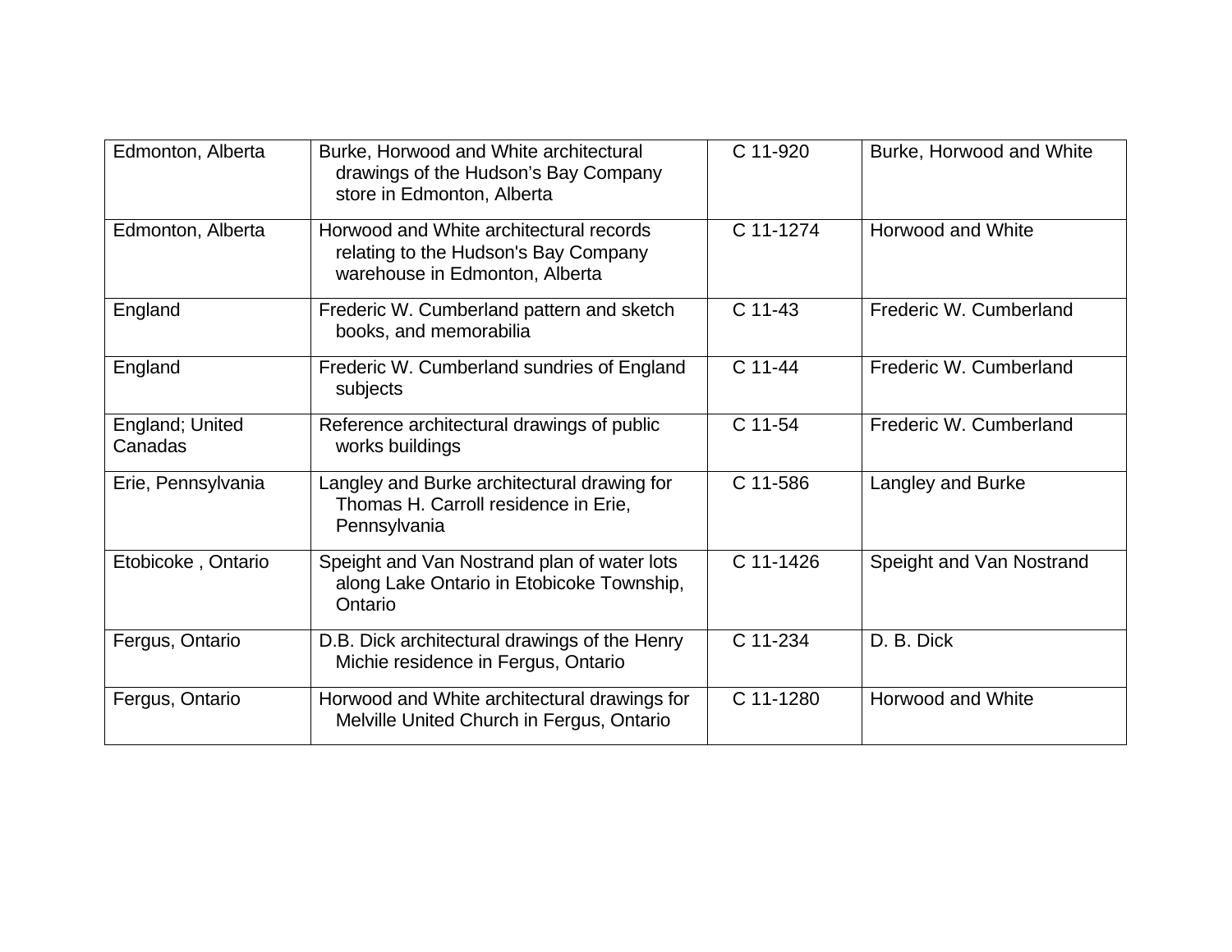| Edmonton, Alberta | Burke, Horwood and White architectural drawings of the Hudson's Bay Company store in Edmonton, Alberta | C 11-920 | Burke, Horwood and White |
|---|---|---|---|
| Edmonton, Alberta | Horwood and White architectural records relating to the Hudson's Bay Company warehouse in Edmonton, Alberta | C 11-1274 | Horwood and White |
| England | Frederic W. Cumberland pattern and sketch books, and memorabilia | C 11-43 | Frederic W. Cumberland |
| England | Frederic W. Cumberland sundries of England subjects | C 11-44 | Frederic W. Cumberland |
| England; United Canadas | Reference architectural drawings of public works buildings | C 11-54 | Frederic W. Cumberland |
| Erie, Pennsylvania | Langley and Burke architectural drawing for Thomas H. Carroll residence in Erie, Pennsylvania | C 11-586 | Langley and Burke |
| Etobicoke , Ontario | Speight and Van Nostrand plan of water lots along Lake Ontario in Etobicoke Township, Ontario | C 11-1426 | Speight and Van Nostrand |
| Fergus, Ontario | D.B. Dick architectural drawings of the Henry Michie residence in Fergus, Ontario | C 11-234 | D. B. Dick |
| Fergus, Ontario | Horwood and White architectural drawings for Melville United Church in Fergus, Ontario | C 11-1280 | Horwood and White |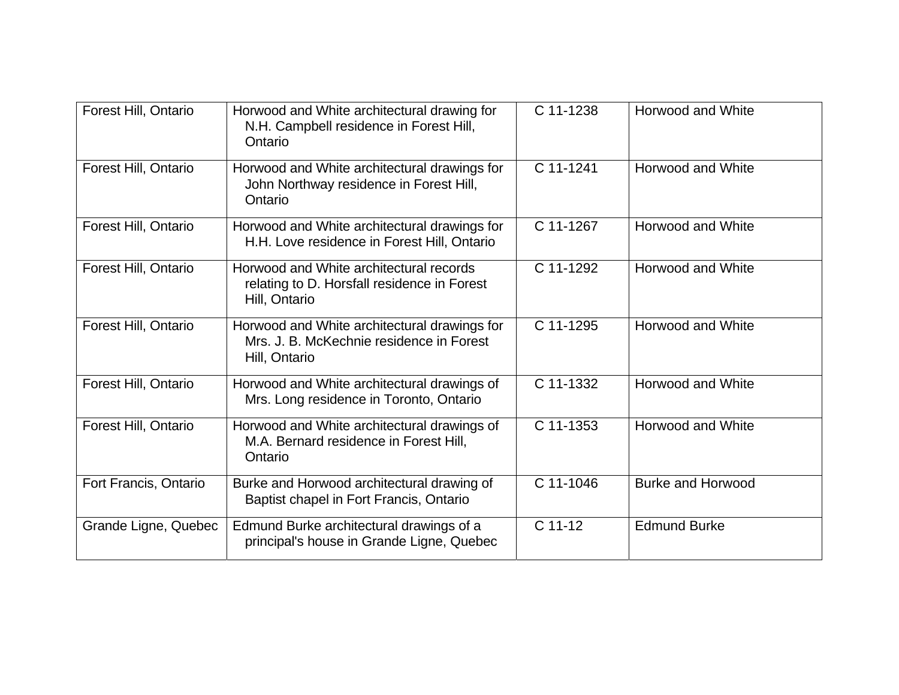| | | | |
|---|---|---|---|
| Forest Hill, Ontario | Horwood and White architectural drawing for N.H. Campbell residence in Forest Hill, Ontario | C 11-1238 | Horwood and White |
| Forest Hill, Ontario | Horwood and White architectural drawings for John Northway residence in Forest Hill, Ontario | C 11-1241 | Horwood and White |
| Forest Hill, Ontario | Horwood and White architectural drawings for H.H. Love residence in Forest Hill, Ontario | C 11-1267 | Horwood and White |
| Forest Hill, Ontario | Horwood and White architectural records relating to D. Horsfall residence in Forest Hill, Ontario | C 11-1292 | Horwood and White |
| Forest Hill, Ontario | Horwood and White architectural drawings for Mrs. J. B. McKechnie residence in Forest Hill, Ontario | C 11-1295 | Horwood and White |
| Forest Hill, Ontario | Horwood and White architectural drawings of Mrs. Long residence in Toronto, Ontario | C 11-1332 | Horwood and White |
| Forest Hill, Ontario | Horwood and White architectural drawings of M.A. Bernard residence in Forest Hill, Ontario | C 11-1353 | Horwood and White |
| Fort Francis, Ontario | Burke and Horwood architectural drawing of Baptist chapel in Fort Francis, Ontario | C 11-1046 | Burke and Horwood |
| Grande Ligne, Quebec | Edmund Burke architectural drawings of a principal's house in Grande Ligne, Quebec | C 11-12 | Edmund Burke |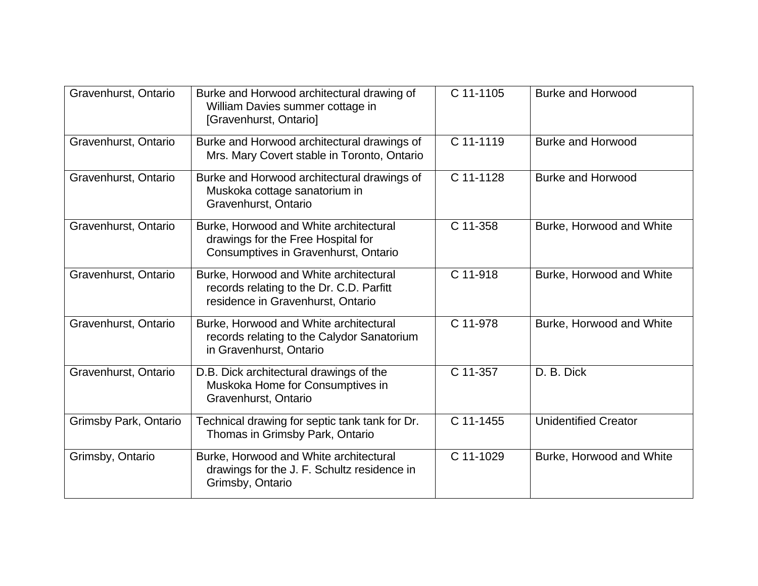| Gravenhurst, Ontario | Burke and Horwood architectural drawing of William Davies summer cottage in [Gravenhurst, Ontario] | C 11-1105 | Burke and Horwood |
|---|---|---|---|
| Gravenhurst, Ontario | Burke and Horwood architectural drawings of Mrs. Mary Covert stable in Toronto, Ontario | C 11-1119 | Burke and Horwood |
| Gravenhurst, Ontario | Burke and Horwood architectural drawings of Muskoka cottage sanatorium in Gravenhurst, Ontario | C 11-1128 | Burke and Horwood |
| Gravenhurst, Ontario | Burke, Horwood and White architectural drawings for the Free Hospital for Consumptives in Gravenhurst, Ontario | C 11-358 | Burke, Horwood and White |
| Gravenhurst, Ontario | Burke, Horwood and White architectural records relating to the Dr. C.D. Parfitt residence in Gravenhurst, Ontario | C 11-918 | Burke, Horwood and White |
| Gravenhurst, Ontario | Burke, Horwood and White architectural records relating to the Calydor Sanatorium in Gravenhurst, Ontario | C 11-978 | Burke, Horwood and White |
| Gravenhurst, Ontario | D.B. Dick architectural drawings of the Muskoka Home for Consumptives in Gravenhurst, Ontario | C 11-357 | D. B. Dick |
| Grimsby Park, Ontario | Technical drawing for septic tank tank for Dr. Thomas in Grimsby Park, Ontario | C 11-1455 | Unidentified Creator |
| Grimsby, Ontario | Burke, Horwood and White architectural drawings for the J. F. Schultz residence in Grimsby, Ontario | C 11-1029 | Burke, Horwood and White |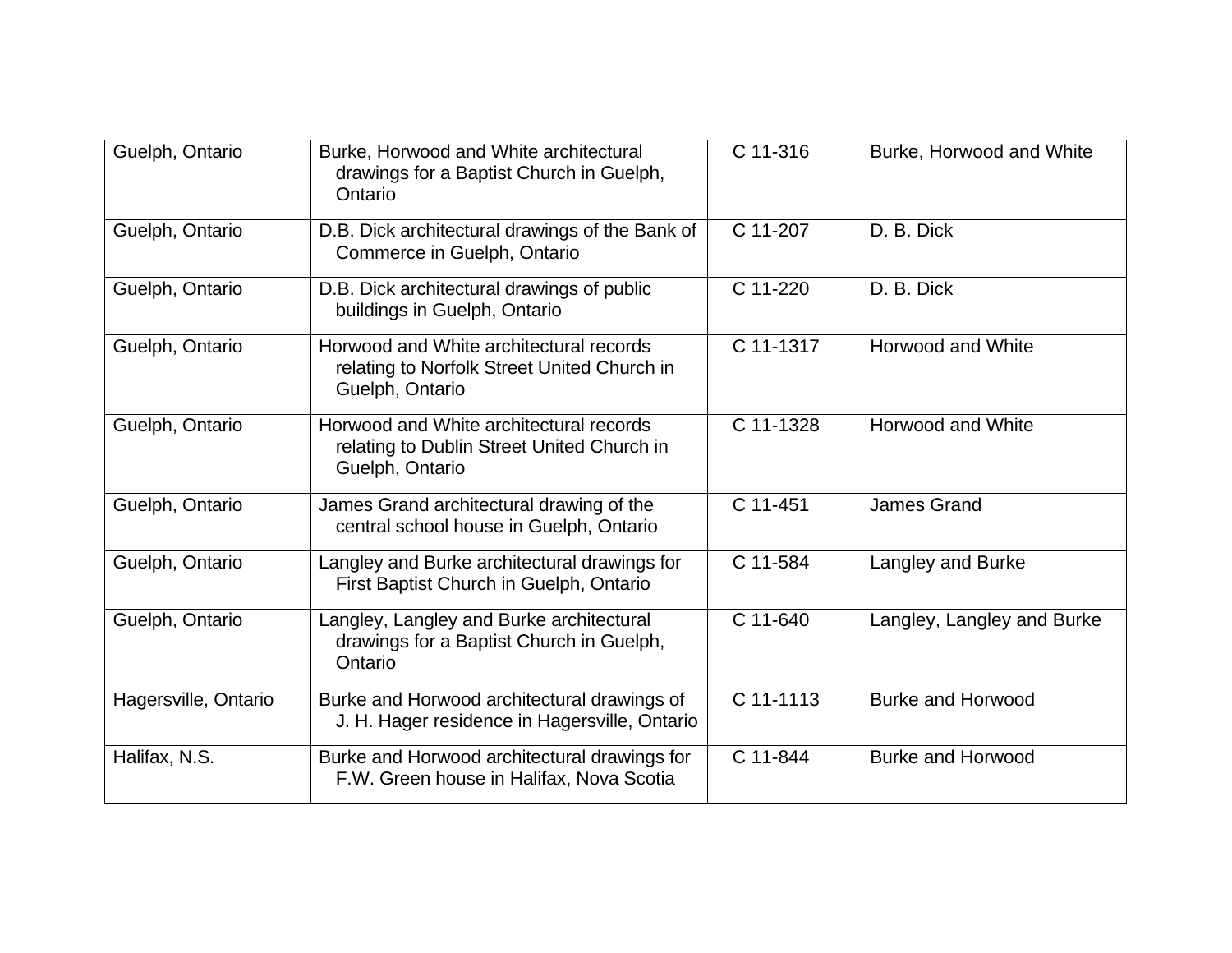| | | | |
|---|---|---|---|
| Guelph, Ontario | Burke, Horwood and White architectural drawings for a Baptist Church in Guelph, Ontario | C 11-316 | Burke, Horwood and White |
| Guelph, Ontario | D.B. Dick architectural drawings of the Bank of Commerce in Guelph, Ontario | C 11-207 | D. B. Dick |
| Guelph, Ontario | D.B. Dick architectural drawings of public buildings in Guelph, Ontario | C 11-220 | D. B. Dick |
| Guelph, Ontario | Horwood and White architectural records relating to Norfolk Street United Church in Guelph, Ontario | C 11-1317 | Horwood and White |
| Guelph, Ontario | Horwood and White architectural records relating to Dublin Street United Church in Guelph, Ontario | C 11-1328 | Horwood and White |
| Guelph, Ontario | James Grand architectural drawing of the central school house in Guelph, Ontario | C 11-451 | James Grand |
| Guelph, Ontario | Langley and Burke architectural drawings for First Baptist Church in Guelph, Ontario | C 11-584 | Langley and Burke |
| Guelph, Ontario | Langley, Langley and Burke architectural drawings for a Baptist Church in Guelph, Ontario | C 11-640 | Langley, Langley and Burke |
| Hagersville, Ontario | Burke and Horwood architectural drawings of J. H. Hager residence in Hagersville, Ontario | C 11-1113 | Burke and Horwood |
| Halifax, N.S. | Burke and Horwood architectural drawings for F.W. Green house in Halifax, Nova Scotia | C 11-844 | Burke and Horwood |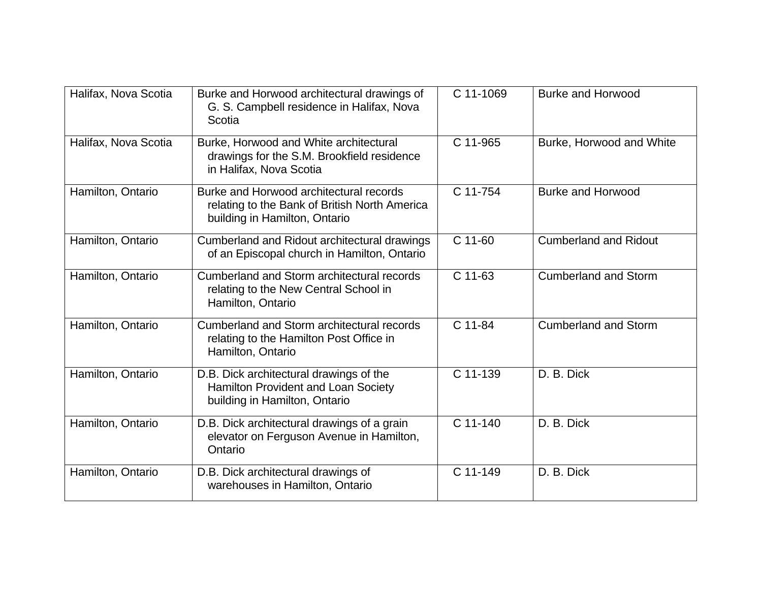| | | | |
|---|---|---|---|
| Halifax, Nova Scotia | Burke and Horwood architectural drawings of G. S. Campbell residence in Halifax, Nova Scotia | C 11-1069 | Burke and Horwood |
| Halifax, Nova Scotia | Burke, Horwood and White architectural drawings for the S.M. Brookfield residence in Halifax, Nova Scotia | C 11-965 | Burke, Horwood and White |
| Hamilton, Ontario | Burke and Horwood architectural records relating to the Bank of British North America building in Hamilton, Ontario | C 11-754 | Burke and Horwood |
| Hamilton, Ontario | Cumberland and Ridout architectural drawings of an Episcopal church in Hamilton, Ontario | C 11-60 | Cumberland and Ridout |
| Hamilton, Ontario | Cumberland and Storm architectural records relating to the New Central School in Hamilton, Ontario | C 11-63 | Cumberland and Storm |
| Hamilton, Ontario | Cumberland and Storm architectural records relating to the Hamilton Post Office in Hamilton, Ontario | C 11-84 | Cumberland and Storm |
| Hamilton, Ontario | D.B. Dick architectural drawings of the Hamilton Provident and Loan Society building in Hamilton, Ontario | C 11-139 | D. B. Dick |
| Hamilton, Ontario | D.B. Dick architectural drawings of a grain elevator on Ferguson Avenue in Hamilton, Ontario | C 11-140 | D. B. Dick |
| Hamilton, Ontario | D.B. Dick architectural drawings of warehouses in Hamilton, Ontario | C 11-149 | D. B. Dick |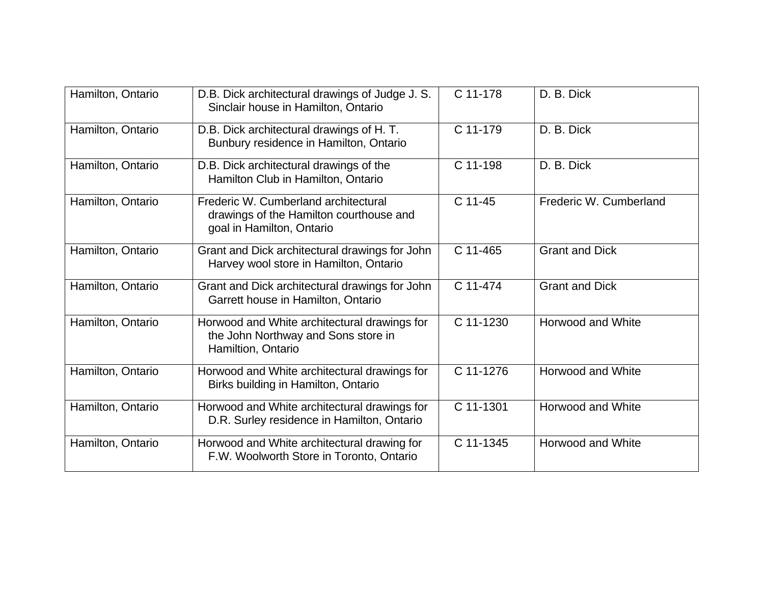| | | | |
|---|---|---|---|
| Hamilton, Ontario | D.B. Dick architectural drawings of Judge J. S. Sinclair house in Hamilton, Ontario | C 11-178 | D. B. Dick |
| Hamilton, Ontario | D.B. Dick architectural drawings of H. T. Bunbury residence in Hamilton, Ontario | C 11-179 | D. B. Dick |
| Hamilton, Ontario | D.B. Dick architectural drawings of the Hamilton Club in Hamilton, Ontario | C 11-198 | D. B. Dick |
| Hamilton, Ontario | Frederic W. Cumberland architectural drawings of the Hamilton courthouse and goal in Hamilton, Ontario | C 11-45 | Frederic W. Cumberland |
| Hamilton, Ontario | Grant and Dick architectural drawings for John Harvey wool store in Hamilton, Ontario | C 11-465 | Grant and Dick |
| Hamilton, Ontario | Grant and Dick architectural drawings for John Garrett house in Hamilton, Ontario | C 11-474 | Grant and Dick |
| Hamilton, Ontario | Horwood and White architectural drawings for the John Northway and Sons store in Hamiltion, Ontario | C 11-1230 | Horwood and White |
| Hamilton, Ontario | Horwood and White architectural drawings for Birks building in Hamilton, Ontario | C 11-1276 | Horwood and White |
| Hamilton, Ontario | Horwood and White architectural drawings for D.R. Surley residence in Hamilton, Ontario | C 11-1301 | Horwood and White |
| Hamilton, Ontario | Horwood and White architectural drawing for F.W. Woolworth Store in Toronto, Ontario | C 11-1345 | Horwood and White |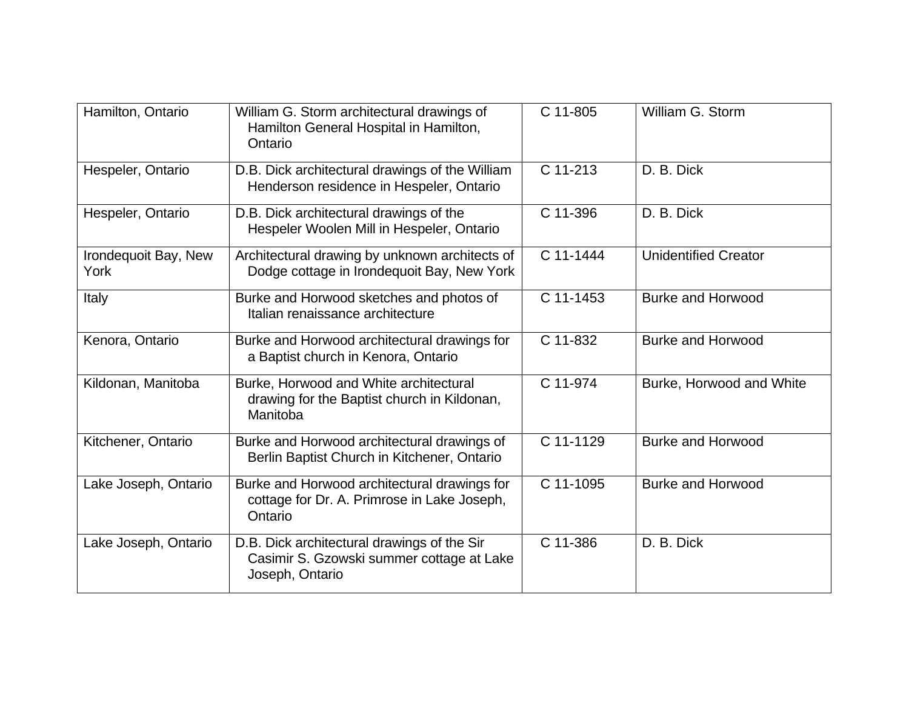| | | | |
|---|---|---|---|
| Hamilton, Ontario | William G. Storm architectural drawings of Hamilton General Hospital in Hamilton, Ontario | C 11-805 | William G. Storm |
| Hespeler, Ontario | D.B. Dick architectural drawings of the William Henderson residence in Hespeler, Ontario | C 11-213 | D. B. Dick |
| Hespeler, Ontario | D.B. Dick architectural drawings of the Hespeler Woolen Mill in Hespeler, Ontario | C 11-396 | D. B. Dick |
| Irondequoit Bay, New York | Architectural drawing by unknown architects of Dodge cottage in Irondequoit Bay, New York | C 11-1444 | Unidentified Creator |
| Italy | Burke and Horwood sketches and photos of Italian renaissance architecture | C 11-1453 | Burke and Horwood |
| Kenora, Ontario | Burke and Horwood architectural drawings for a Baptist church in Kenora, Ontario | C 11-832 | Burke and Horwood |
| Kildonan, Manitoba | Burke, Horwood and White architectural drawing for the Baptist church in Kildonan, Manitoba | C 11-974 | Burke, Horwood and White |
| Kitchener, Ontario | Burke and Horwood architectural drawings of Berlin Baptist Church in Kitchener, Ontario | C 11-1129 | Burke and Horwood |
| Lake Joseph, Ontario | Burke and Horwood architectural drawings for cottage for Dr. A. Primrose in Lake Joseph, Ontario | C 11-1095 | Burke and Horwood |
| Lake Joseph, Ontario | D.B. Dick architectural drawings of the Sir Casimir S. Gzowski summer cottage at Lake Joseph, Ontario | C 11-386 | D. B. Dick |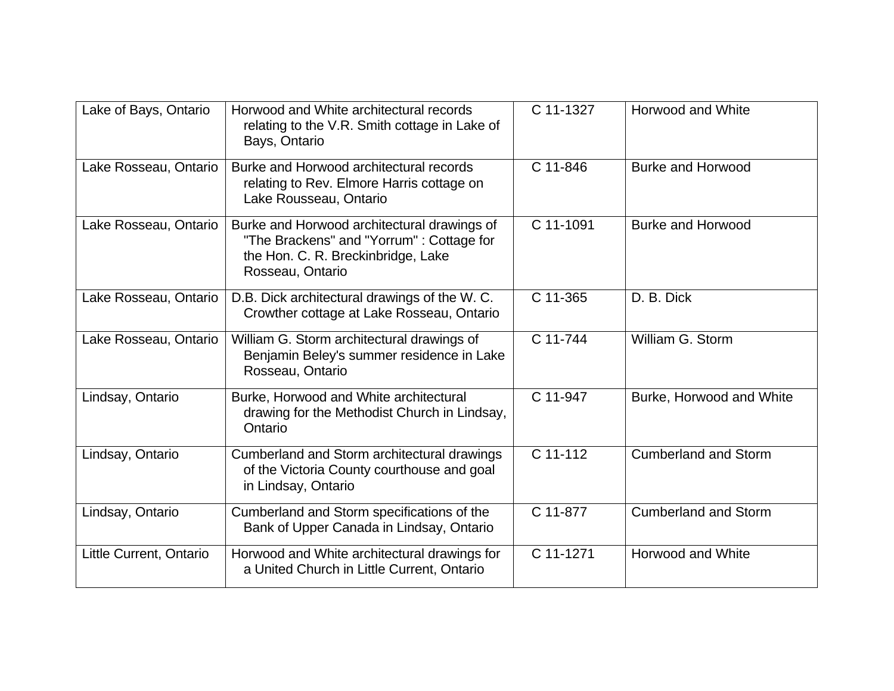| | | | |
|---|---|---|---|
| Lake of Bays, Ontario | Horwood and White architectural records relating to the V.R. Smith cottage in Lake of Bays, Ontario | C 11-1327 | Horwood and White |
| Lake Rosseau, Ontario | Burke and Horwood architectural records relating to Rev. Elmore Harris cottage on Lake Rousseau, Ontario | C 11-846 | Burke and Horwood |
| Lake Rosseau, Ontario | Burke and Horwood architectural drawings of "The Brackens" and "Yorrum" : Cottage for the Hon. C. R. Breckinbridge, Lake Rosseau, Ontario | C 11-1091 | Burke and Horwood |
| Lake Rosseau, Ontario | D.B. Dick architectural drawings of the W. C. Crowther cottage at Lake Rosseau, Ontario | C 11-365 | D. B. Dick |
| Lake Rosseau, Ontario | William G. Storm architectural drawings of Benjamin Beley's summer residence in Lake Rosseau, Ontario | C 11-744 | William G. Storm |
| Lindsay, Ontario | Burke, Horwood and White architectural drawing for the Methodist Church in Lindsay, Ontario | C 11-947 | Burke, Horwood and White |
| Lindsay, Ontario | Cumberland and Storm architectural drawings of the Victoria County courthouse and goal in Lindsay, Ontario | C 11-112 | Cumberland and Storm |
| Lindsay, Ontario | Cumberland and Storm specifications of the Bank of Upper Canada in Lindsay, Ontario | C 11-877 | Cumberland and Storm |
| Little Current, Ontario | Horwood and White architectural drawings for a United Church in Little Current, Ontario | C 11-1271 | Horwood and White |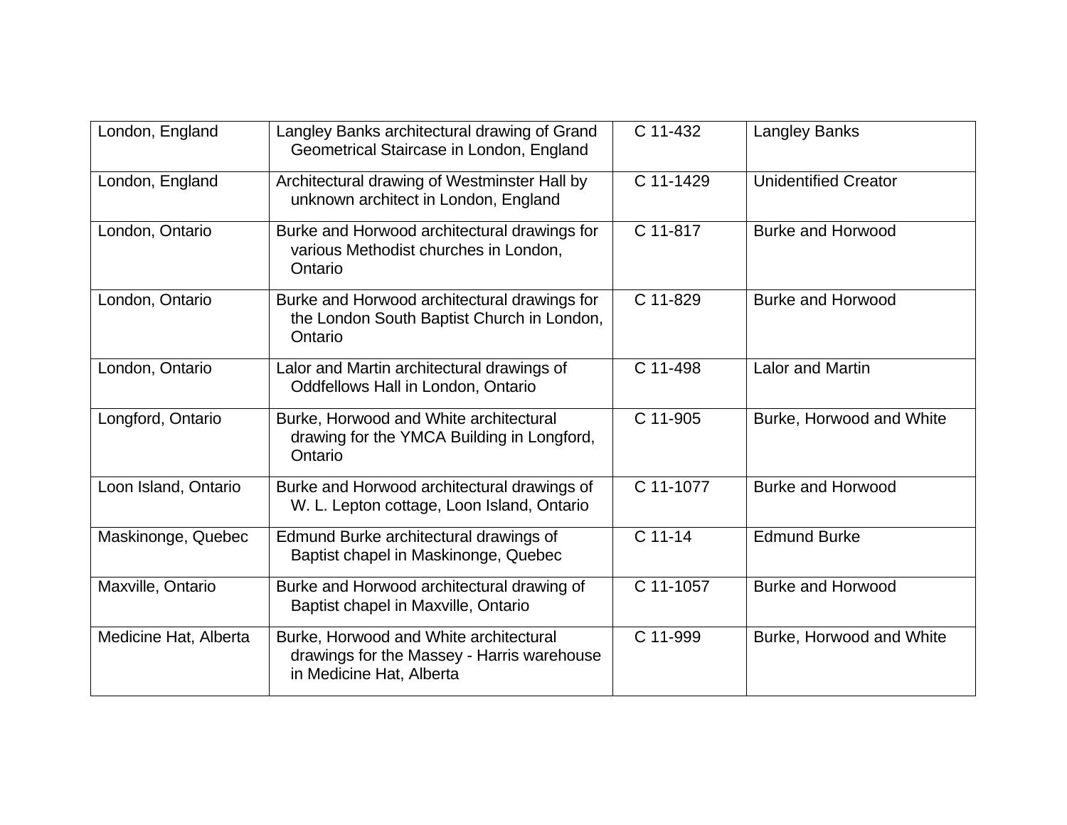| | | | |
|---|---|---|---|
| London, England | Langley Banks architectural drawing of Grand Geometrical Staircase in London, England | C 11-432 | Langley Banks |
| London, England | Architectural drawing of Westminster Hall by unknown architect in London, England | C 11-1429 | Unidentified Creator |
| London, Ontario | Burke and Horwood architectural drawings for various Methodist churches in London, Ontario | C 11-817 | Burke and Horwood |
| London, Ontario | Burke and Horwood architectural drawings for the London South Baptist Church in London, Ontario | C 11-829 | Burke and Horwood |
| London, Ontario | Lalor and Martin architectural drawings of Oddfellows Hall in London, Ontario | C 11-498 | Lalor and Martin |
| Longford, Ontario | Burke, Horwood and White architectural drawing for the YMCA Building in Longford, Ontario | C 11-905 | Burke, Horwood and White |
| Loon Island, Ontario | Burke and Horwood architectural drawings of W. L. Lepton cottage, Loon Island, Ontario | C 11-1077 | Burke and Horwood |
| Maskinonge, Quebec | Edmund Burke architectural drawings of Baptist chapel in Maskinonge, Quebec | C 11-14 | Edmund Burke |
| Maxville, Ontario | Burke and Horwood architectural drawing of Baptist chapel in Maxville, Ontario | C 11-1057 | Burke and Horwood |
| Medicine Hat, Alberta | Burke, Horwood and White architectural drawings for the Massey - Harris warehouse in Medicine Hat, Alberta | C 11-999 | Burke, Horwood and White |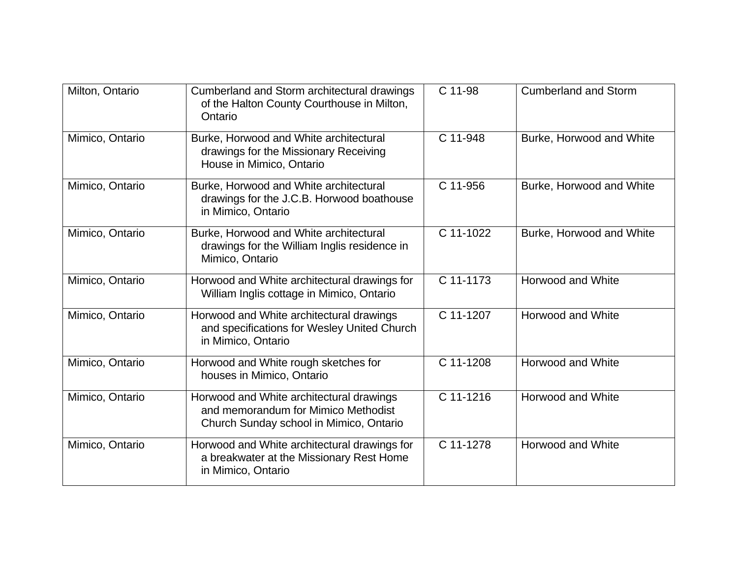| | | | |
|---|---|---|---|
| Milton, Ontario | Cumberland and Storm architectural drawings of the Halton County Courthouse in Milton, Ontario | C 11-98 | Cumberland and Storm |
| Mimico, Ontario | Burke, Horwood and White architectural drawings for the Missionary Receiving House in Mimico, Ontario | C 11-948 | Burke, Horwood and White |
| Mimico, Ontario | Burke, Horwood and White architectural drawings for the J.C.B. Horwood boathouse in Mimico, Ontario | C 11-956 | Burke, Horwood and White |
| Mimico, Ontario | Burke, Horwood and White architectural drawings for the William Inglis residence in Mimico, Ontario | C 11-1022 | Burke, Horwood and White |
| Mimico, Ontario | Horwood and White architectural drawings for William Inglis cottage in Mimico, Ontario | C 11-1173 | Horwood and White |
| Mimico, Ontario | Horwood and White architectural drawings and specifications for Wesley United Church in Mimico, Ontario | C 11-1207 | Horwood and White |
| Mimico, Ontario | Horwood and White rough sketches for houses in Mimico, Ontario | C 11-1208 | Horwood and White |
| Mimico, Ontario | Horwood and White architectural drawings and memorandum for Mimico Methodist Church Sunday school in Mimico, Ontario | C 11-1216 | Horwood and White |
| Mimico, Ontario | Horwood and White architectural drawings for a breakwater at the Missionary Rest Home in Mimico, Ontario | C 11-1278 | Horwood and White |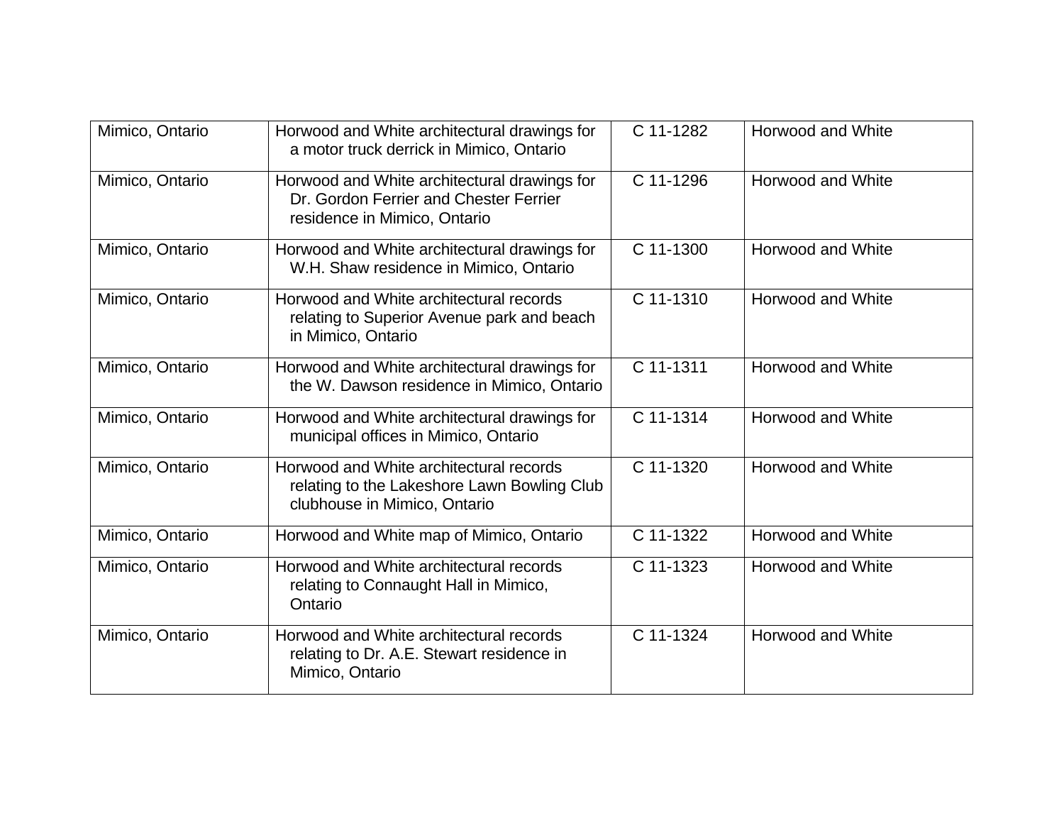| Mimico, Ontario | Horwood and White architectural drawings for a motor truck derrick in Mimico, Ontario | C 11-1282 | Horwood and White |
|---|---|---|---|
| Mimico, Ontario | Horwood and White architectural drawings for Dr. Gordon Ferrier and Chester Ferrier residence in Mimico, Ontario | C 11-1296 | Horwood and White |
| Mimico, Ontario | Horwood and White architectural drawings for W.H. Shaw residence in Mimico, Ontario | C 11-1300 | Horwood and White |
| Mimico, Ontario | Horwood and White architectural records relating to Superior Avenue park and beach in Mimico, Ontario | C 11-1310 | Horwood and White |
| Mimico, Ontario | Horwood and White architectural drawings for the W. Dawson residence in Mimico, Ontario | C 11-1311 | Horwood and White |
| Mimico, Ontario | Horwood and White architectural drawings for municipal offices in Mimico, Ontario | C 11-1314 | Horwood and White |
| Mimico, Ontario | Horwood and White architectural records relating to the Lakeshore Lawn Bowling Club clubhouse in Mimico, Ontario | C 11-1320 | Horwood and White |
| Mimico, Ontario | Horwood and White map of Mimico, Ontario | C 11-1322 | Horwood and White |
| Mimico, Ontario | Horwood and White architectural records relating to Connaught Hall in Mimico, Ontario | C 11-1323 | Horwood and White |
| Mimico, Ontario | Horwood and White architectural records relating to Dr. A.E. Stewart residence in Mimico, Ontario | C 11-1324 | Horwood and White |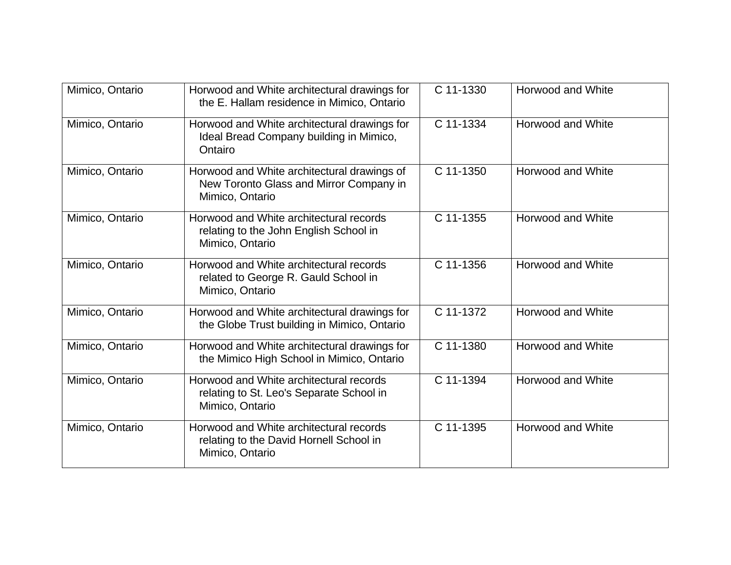| Mimico, Ontario | Horwood and White architectural drawings for the E. Hallam residence in Mimico, Ontario | C 11-1330 | Horwood and White |
|---|---|---|---|
| Mimico, Ontario | Horwood and White architectural drawings for Ideal Bread Company building in Mimico, Ontairo | C 11-1334 | Horwood and White |
| Mimico, Ontario | Horwood and White architectural drawings of New Toronto Glass and Mirror Company in Mimico, Ontario | C 11-1350 | Horwood and White |
| Mimico, Ontario | Horwood and White architectural records relating to the John English School in Mimico, Ontario | C 11-1355 | Horwood and White |
| Mimico, Ontario | Horwood and White architectural records related to George R. Gauld School in Mimico, Ontario | C 11-1356 | Horwood and White |
| Mimico, Ontario | Horwood and White architectural drawings for the Globe Trust building in Mimico, Ontario | C 11-1372 | Horwood and White |
| Mimico, Ontario | Horwood and White architectural drawings for the Mimico High School in Mimico, Ontario | C 11-1380 | Horwood and White |
| Mimico, Ontario | Horwood and White architectural records relating to St. Leo's Separate School in Mimico, Ontario | C 11-1394 | Horwood and White |
| Mimico, Ontario | Horwood and White architectural records relating to the David Hornell School in Mimico, Ontario | C 11-1395 | Horwood and White |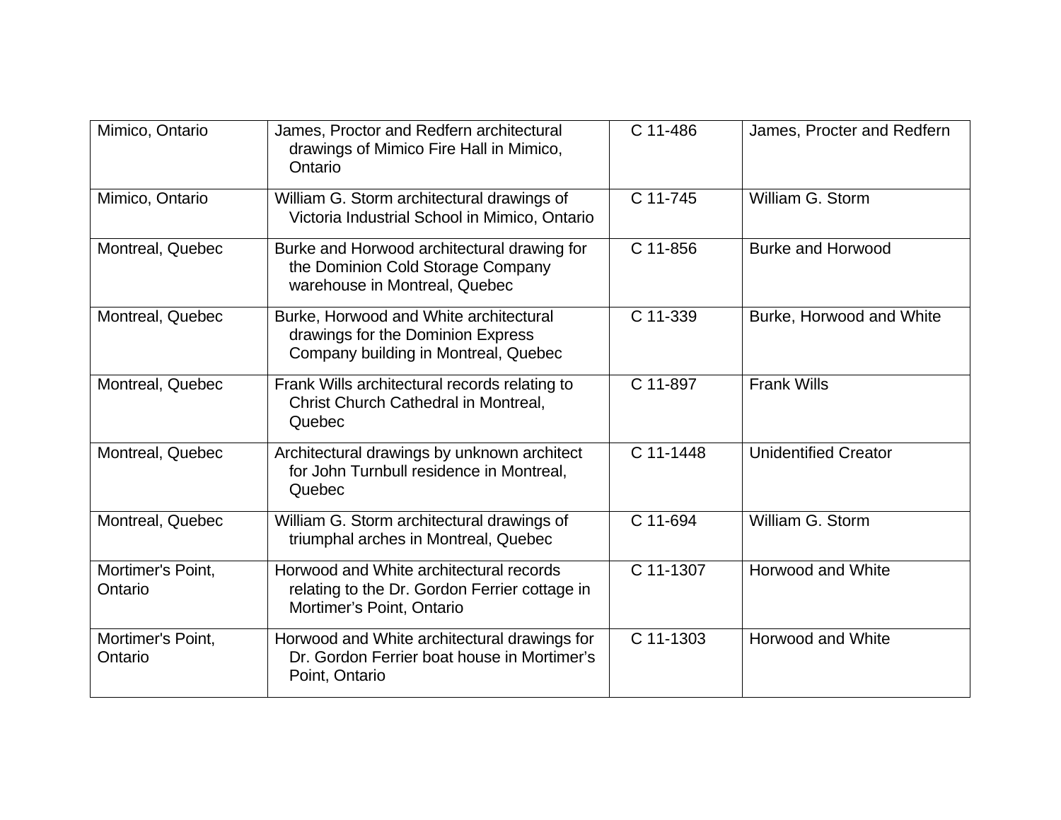| Mimico, Ontario | James, Proctor and Redfern architectural drawings of Mimico Fire Hall in Mimico, Ontario | C 11-486 | James, Procter and Redfern |
|---|---|---|---|
| Mimico, Ontario | William G. Storm architectural drawings of Victoria Industrial School in Mimico, Ontario | C 11-745 | William G. Storm |
| Montreal, Quebec | Burke and Horwood architectural drawing for the Dominion Cold Storage Company warehouse in Montreal, Quebec | C 11-856 | Burke and Horwood |
| Montreal, Quebec | Burke, Horwood and White architectural drawings for the Dominion Express Company building in Montreal, Quebec | C 11-339 | Burke, Horwood and White |
| Montreal, Quebec | Frank Wills architectural records relating to Christ Church Cathedral in Montreal, Quebec | C 11-897 | Frank Wills |
| Montreal, Quebec | Architectural drawings by unknown architect for John Turnbull residence in Montreal, Quebec | C 11-1448 | Unidentified Creator |
| Montreal, Quebec | William G. Storm architectural drawings of triumphal arches in Montreal, Quebec | C 11-694 | William G. Storm |
| Mortimer's Point, Ontario | Horwood and White architectural records relating to the Dr. Gordon Ferrier cottage in Mortimer’s Point, Ontario | C 11-1307 | Horwood and White |
| Mortimer's Point, Ontario | Horwood and White architectural drawings for Dr. Gordon Ferrier boat house in Mortimer’s Point, Ontario | C 11-1303 | Horwood and White |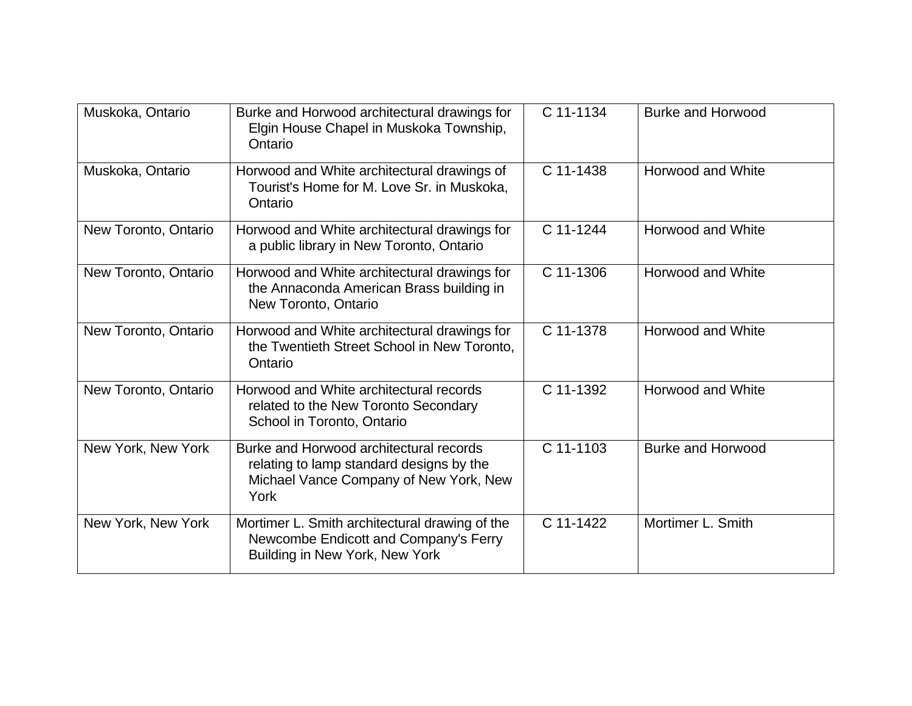| | | | |
|---|---|---|---|
| Muskoka, Ontario | Burke and Horwood architectural drawings for Elgin House Chapel in Muskoka Township, Ontario | C 11-1134 | Burke and Horwood |
| Muskoka, Ontario | Horwood and White architectural drawings of Tourist's Home for M. Love Sr. in Muskoka, Ontario | C 11-1438 | Horwood and White |
| New Toronto, Ontario | Horwood and White architectural drawings for a public library in New Toronto, Ontario | C 11-1244 | Horwood and White |
| New Toronto, Ontario | Horwood and White architectural drawings for the Annaconda American Brass building in New Toronto, Ontario | C 11-1306 | Horwood and White |
| New Toronto, Ontario | Horwood and White architectural drawings for the Twentieth Street School in New Toronto, Ontario | C 11-1378 | Horwood and White |
| New Toronto, Ontario | Horwood and White architectural records related to the New Toronto Secondary School in Toronto, Ontario | C 11-1392 | Horwood and White |
| New York, New York | Burke and Horwood architectural records relating to lamp standard designs by the Michael Vance Company of New York, New York | C 11-1103 | Burke and Horwood |
| New York, New York | Mortimer L. Smith architectural drawing of the Newcombe Endicott and Company's Ferry Building in New York, New York | C 11-1422 | Mortimer L. Smith |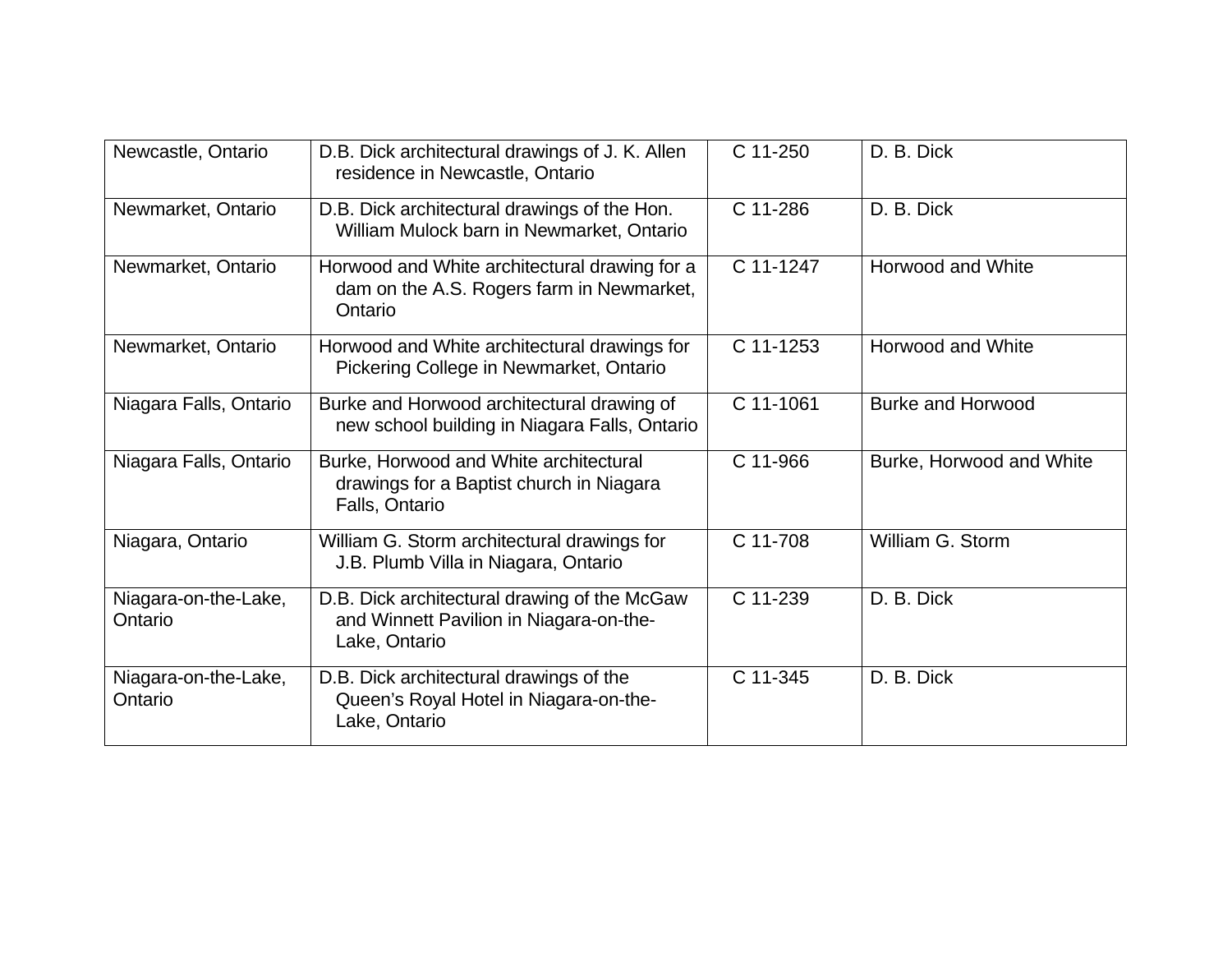| Newcastle, Ontario | D.B. Dick architectural drawings of J. K. Allen residence in Newcastle, Ontario | C 11-250 | D. B. Dick |
|---|---|---|---|
| Newmarket, Ontario | D.B. Dick architectural drawings of the Hon. William Mulock barn in Newmarket, Ontario | C 11-286 | D. B. Dick |
| Newmarket, Ontario | Horwood and White architectural drawing for a dam on the A.S. Rogers farm in Newmarket, Ontario | C 11-1247 | Horwood and White |
| Newmarket, Ontario | Horwood and White architectural drawings for Pickering College in Newmarket, Ontario | C 11-1253 | Horwood and White |
| Niagara Falls, Ontario | Burke and Horwood architectural drawing of new school building in Niagara Falls, Ontario | C 11-1061 | Burke and Horwood |
| Niagara Falls, Ontario | Burke, Horwood and White architectural drawings for a Baptist church in Niagara Falls, Ontario | C 11-966 | Burke, Horwood and White |
| Niagara, Ontario | William G. Storm architectural drawings for J.B. Plumb Villa in Niagara, Ontario | C 11-708 | William G. Storm |
| Niagara-on-the-Lake, Ontario | D.B. Dick architectural drawing of the McGaw and Winnett Pavilion in Niagara-on-the-Lake, Ontario | C 11-239 | D. B. Dick |
| Niagara-on-the-Lake, Ontario | D.B. Dick architectural drawings of the Queen's Royal Hotel in Niagara-on-the-Lake, Ontario | C 11-345 | D. B. Dick |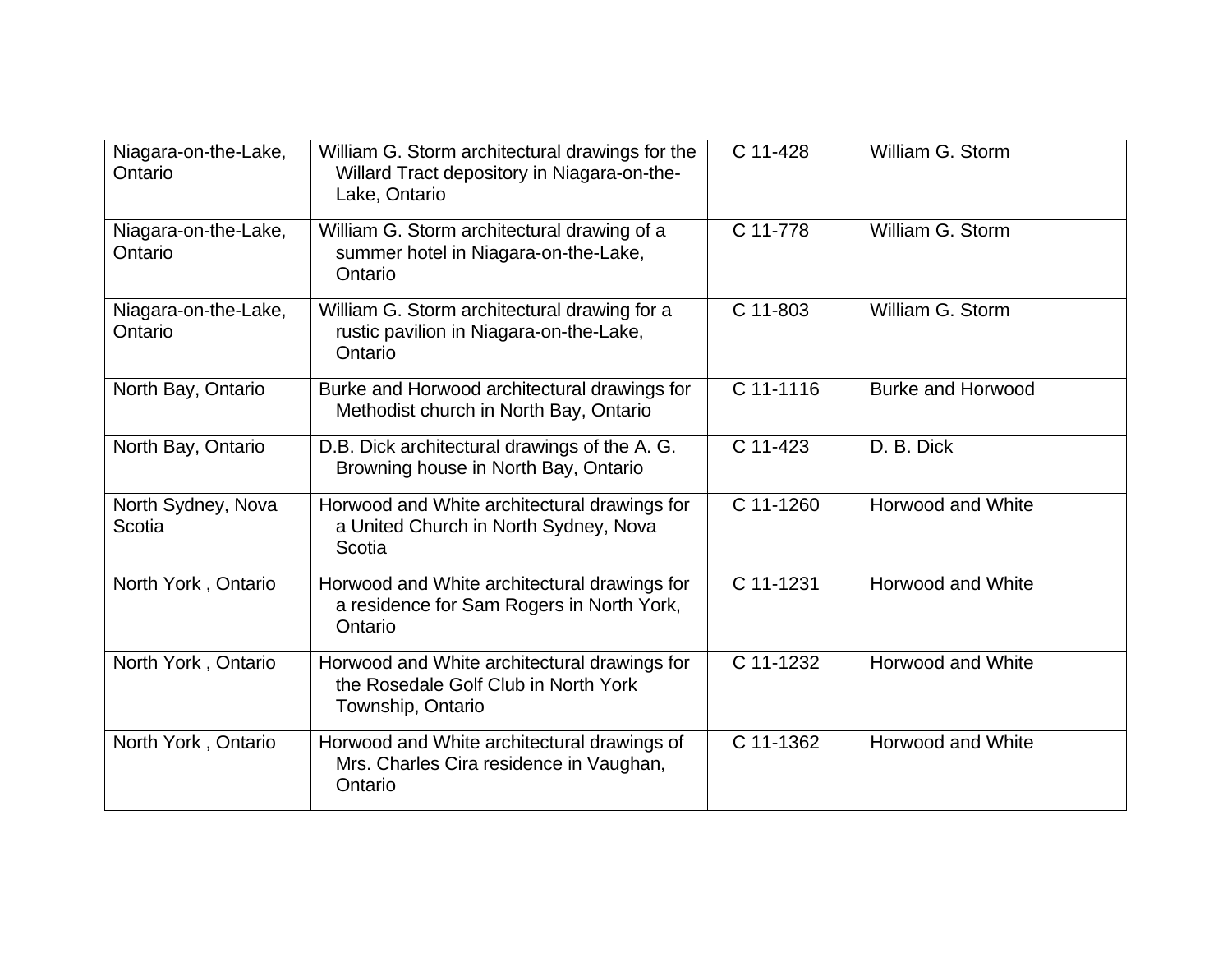| Niagara-on-the-Lake, Ontario | William G. Storm architectural drawings for the Willard Tract depository in Niagara-on-the-Lake, Ontario | C 11-428 | William G. Storm |
|---|---|---|---|
| Niagara-on-the-Lake, Ontario | William G. Storm architectural drawing of a summer hotel in Niagara-on-the-Lake, Ontario | C 11-778 | William G. Storm |
| Niagara-on-the-Lake, Ontario | William G. Storm architectural drawing for a rustic pavilion in Niagara-on-the-Lake, Ontario | C 11-803 | William G. Storm |
| North Bay, Ontario | Burke and Horwood architectural drawings for Methodist church in North Bay, Ontario | C 11-1116 | Burke and Horwood |
| North Bay, Ontario | D.B. Dick architectural drawings of the A. G. Browning house in North Bay, Ontario | C 11-423 | D. B. Dick |
| North Sydney, Nova Scotia | Horwood and White architectural drawings for a United Church in North Sydney, Nova Scotia | C 11-1260 | Horwood and White |
| North York , Ontario | Horwood and White architectural drawings for a residence for Sam Rogers in North York, Ontario | C 11-1231 | Horwood and White |
| North York , Ontario | Horwood and White architectural drawings for the Rosedale Golf Club in North York Township, Ontario | C 11-1232 | Horwood and White |
| North York , Ontario | Horwood and White architectural drawings of Mrs. Charles Cira residence in Vaughan, Ontario | C 11-1362 | Horwood and White |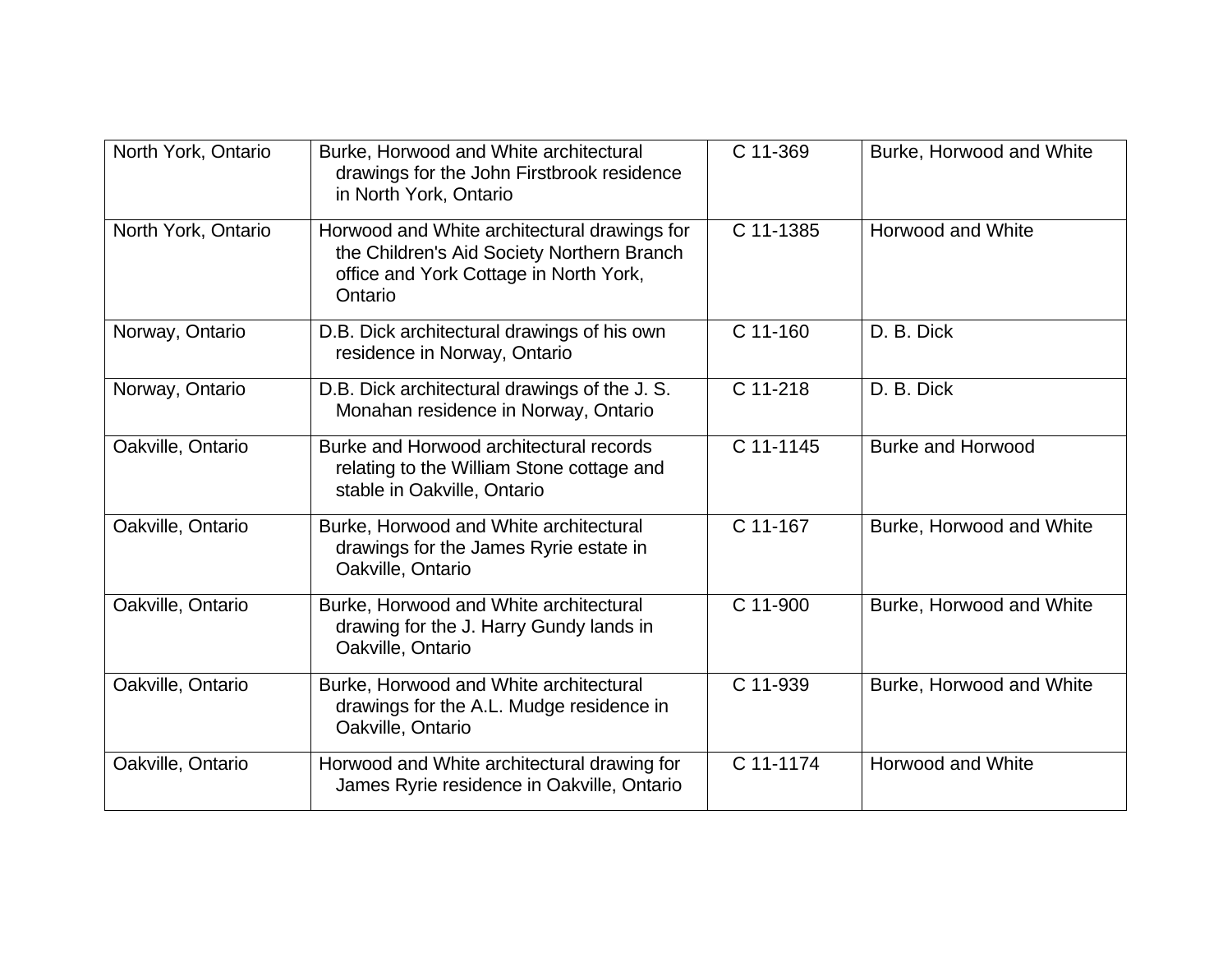| | | | |
|---|---|---|---|
| North York, Ontario | Burke, Horwood and White architectural drawings for the John Firstbrook residence in North York, Ontario | C 11-369 | Burke, Horwood and White |
| North York, Ontario | Horwood and White architectural drawings for the Children's Aid Society Northern Branch office and York Cottage in North York, Ontario | C 11-1385 | Horwood and White |
| Norway, Ontario | D.B. Dick architectural drawings of his own residence in Norway, Ontario | C 11-160 | D. B. Dick |
| Norway, Ontario | D.B. Dick architectural drawings of the J. S. Monahan residence in Norway, Ontario | C 11-218 | D. B. Dick |
| Oakville, Ontario | Burke and Horwood architectural records relating to the William Stone cottage and stable in Oakville, Ontario | C 11-1145 | Burke and Horwood |
| Oakville, Ontario | Burke, Horwood and White architectural drawings for the James Ryrie estate in Oakville, Ontario | C 11-167 | Burke, Horwood and White |
| Oakville, Ontario | Burke, Horwood and White architectural drawing for the J. Harry Gundy lands in Oakville, Ontario | C 11-900 | Burke, Horwood and White |
| Oakville, Ontario | Burke, Horwood and White architectural drawings for the A.L. Mudge residence in Oakville, Ontario | C 11-939 | Burke, Horwood and White |
| Oakville, Ontario | Horwood and White architectural drawing for James Ryrie residence in Oakville, Ontario | C 11-1174 | Horwood and White |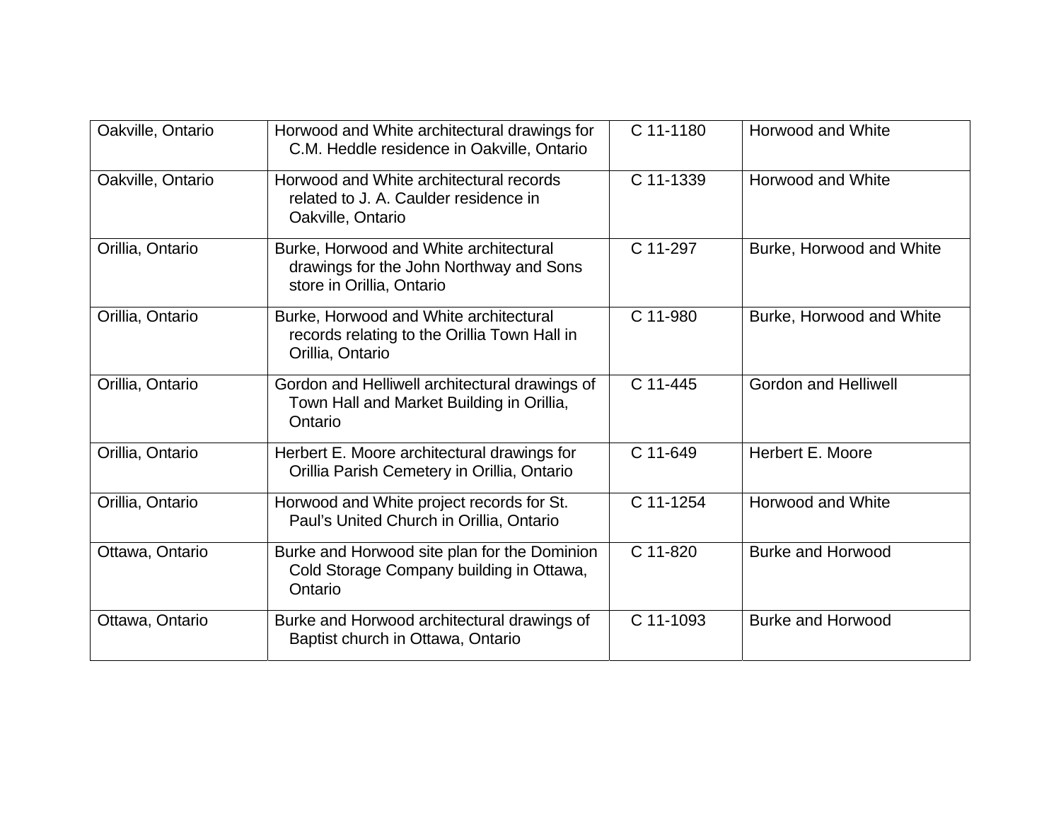| | | | |
|---|---|---|---|
| Oakville, Ontario | Horwood and White architectural drawings for C.M. Heddle residence in Oakville, Ontario | C 11-1180 | Horwood and White |
| Oakville, Ontario | Horwood and White architectural records related to J. A. Caulder residence in Oakville, Ontario | C 11-1339 | Horwood and White |
| Orillia, Ontario | Burke, Horwood and White architectural drawings for the John Northway and Sons store in Orillia, Ontario | C 11-297 | Burke, Horwood and White |
| Orillia, Ontario | Burke, Horwood and White architectural records relating to the Orillia Town Hall in Orillia, Ontario | C 11-980 | Burke, Horwood and White |
| Orillia, Ontario | Gordon and Helliwell architectural drawings of Town Hall and Market Building in Orillia, Ontario | C 11-445 | Gordon and Helliwell |
| Orillia, Ontario | Herbert E. Moore architectural drawings for Orillia Parish Cemetery in Orillia, Ontario | C 11-649 | Herbert E. Moore |
| Orillia, Ontario | Horwood and White project records for St. Paul's United Church in Orillia, Ontario | C 11-1254 | Horwood and White |
| Ottawa, Ontario | Burke and Horwood site plan for the Dominion Cold Storage Company building in Ottawa, Ontario | C 11-820 | Burke and Horwood |
| Ottawa, Ontario | Burke and Horwood architectural drawings of Baptist church in Ottawa, Ontario | C 11-1093 | Burke and Horwood |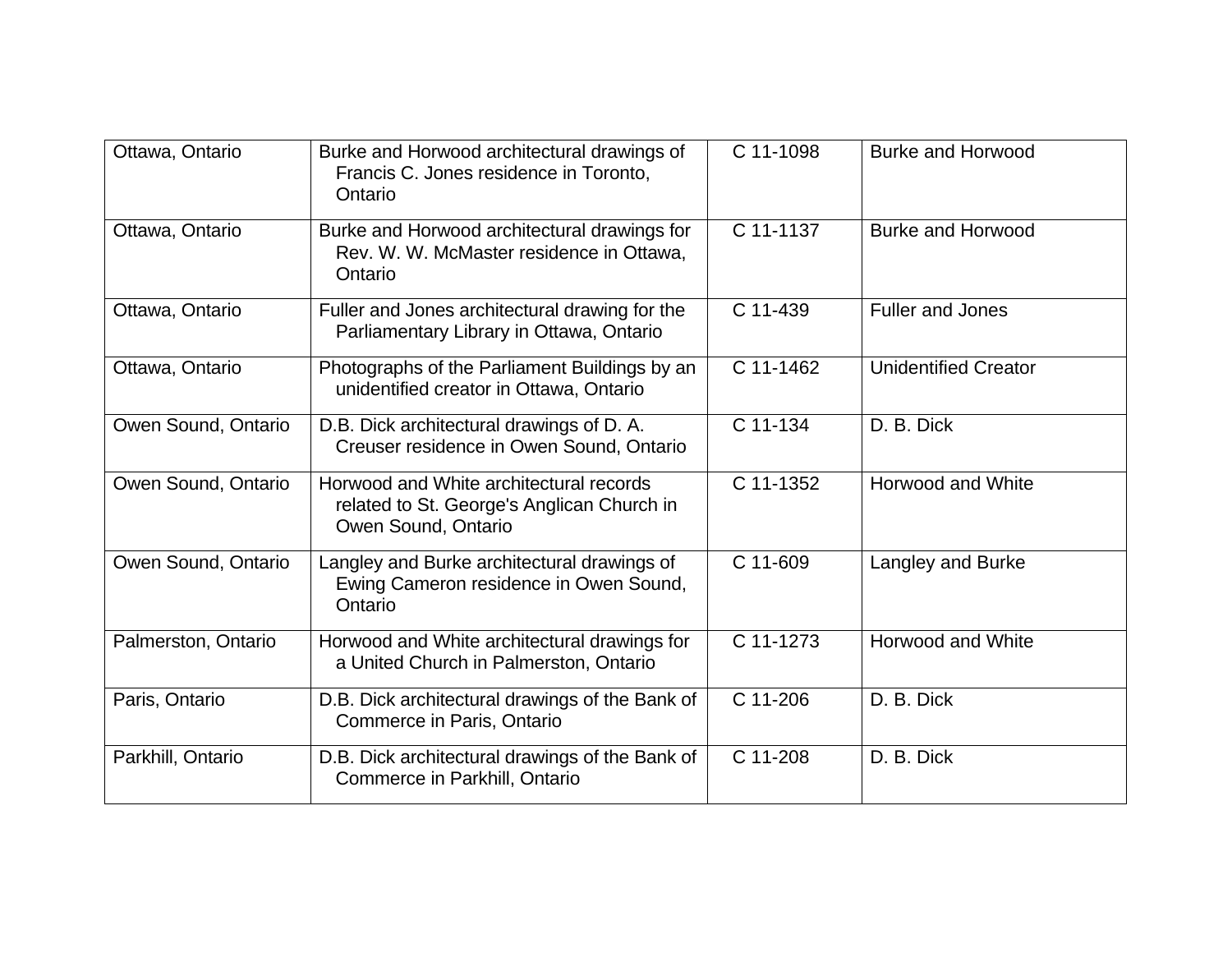| Ottawa, Ontario | Burke and Horwood architectural drawings of Francis C. Jones residence in Toronto, Ontario | C 11-1098 | Burke and Horwood |
|---|---|---|---|
| Ottawa, Ontario | Burke and Horwood architectural drawings for Rev. W. W. McMaster residence in Ottawa, Ontario | C 11-1137 | Burke and Horwood |
| Ottawa, Ontario | Fuller and Jones architectural drawing for the Parliamentary Library in Ottawa, Ontario | C 11-439 | Fuller and Jones |
| Ottawa, Ontario | Photographs of the Parliament Buildings by an unidentified creator in Ottawa, Ontario | C 11-1462 | Unidentified Creator |
| Owen Sound, Ontario | D.B. Dick architectural drawings of D. A. Creuser residence in Owen Sound, Ontario | C 11-134 | D. B. Dick |
| Owen Sound, Ontario | Horwood and White architectural records related to St. George's Anglican Church in Owen Sound, Ontario | C 11-1352 | Horwood and White |
| Owen Sound, Ontario | Langley and Burke architectural drawings of Ewing Cameron residence in Owen Sound, Ontario | C 11-609 | Langley and Burke |
| Palmerston, Ontario | Horwood and White architectural drawings for a United Church in Palmerston, Ontario | C 11-1273 | Horwood and White |
| Paris, Ontario | D.B. Dick architectural drawings of the Bank of Commerce in Paris, Ontario | C 11-206 | D. B. Dick |
| Parkhill, Ontario | D.B. Dick architectural drawings of the Bank of Commerce in Parkhill, Ontario | C 11-208 | D. B. Dick |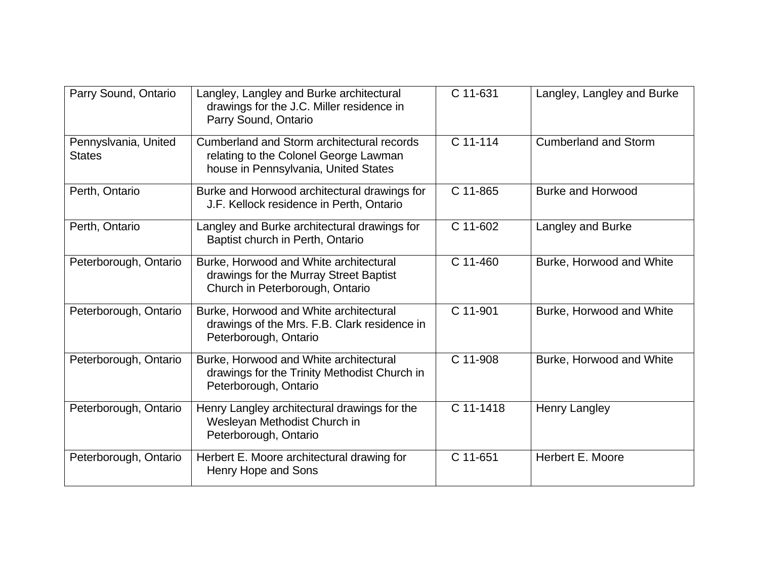| Parry Sound, Ontario | Langley, Langley and Burke architectural drawings for the J.C. Miller residence in Parry Sound, Ontario | C 11-631 | Langley, Langley and Burke |
|---|---|---|---|
| Pennyslvania, United States | Cumberland and Storm architectural records relating to the Colonel George Lawman house in Pennsylvania, United States | C 11-114 | Cumberland and Storm |
| Perth, Ontario | Burke and Horwood architectural drawings for J.F. Kellock residence in Perth, Ontario | C 11-865 | Burke and Horwood |
| Perth, Ontario | Langley and Burke architectural drawings for Baptist church in Perth, Ontario | C 11-602 | Langley and Burke |
| Peterborough, Ontario | Burke, Horwood and White architectural drawings for the Murray Street Baptist Church in Peterborough, Ontario | C 11-460 | Burke, Horwood and White |
| Peterborough, Ontario | Burke, Horwood and White architectural drawings of the Mrs. F.B. Clark residence in Peterborough, Ontario | C 11-901 | Burke, Horwood and White |
| Peterborough, Ontario | Burke, Horwood and White architectural drawings for the Trinity Methodist Church in Peterborough, Ontario | C 11-908 | Burke, Horwood and White |
| Peterborough, Ontario | Henry Langley architectural drawings for the Wesleyan Methodist Church in Peterborough, Ontario | C 11-1418 | Henry Langley |
| Peterborough, Ontario | Herbert E. Moore architectural drawing for Henry Hope and Sons | C 11-651 | Herbert E. Moore |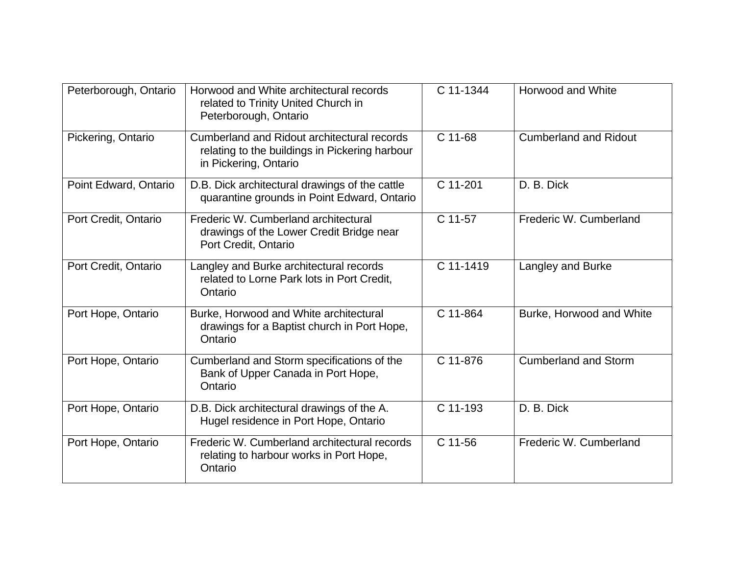| | | | |
|---|---|---|---|
| Peterborough, Ontario | Horwood and White architectural records related to Trinity United Church in Peterborough, Ontario | C 11-1344 | Horwood and White |
| Pickering, Ontario | Cumberland and Ridout architectural records relating to the buildings in Pickering harbour in Pickering, Ontario | C 11-68 | Cumberland and Ridout |
| Point Edward, Ontario | D.B. Dick architectural drawings of the cattle quarantine grounds in Point Edward, Ontario | C 11-201 | D. B. Dick |
| Port Credit, Ontario | Frederic W. Cumberland architectural drawings of the Lower Credit Bridge near Port Credit, Ontario | C 11-57 | Frederic W. Cumberland |
| Port Credit, Ontario | Langley and Burke architectural records related to Lorne Park lots in Port Credit, Ontario | C 11-1419 | Langley and Burke |
| Port Hope, Ontario | Burke, Horwood and White architectural drawings for a Baptist church in Port Hope, Ontario | C 11-864 | Burke, Horwood and White |
| Port Hope, Ontario | Cumberland and Storm specifications of the Bank of Upper Canada in Port Hope, Ontario | C 11-876 | Cumberland and Storm |
| Port Hope, Ontario | D.B. Dick architectural drawings of the A. Hugel residence in Port Hope, Ontario | C 11-193 | D. B. Dick |
| Port Hope, Ontario | Frederic W. Cumberland architectural records relating to harbour works in Port Hope, Ontario | C 11-56 | Frederic W. Cumberland |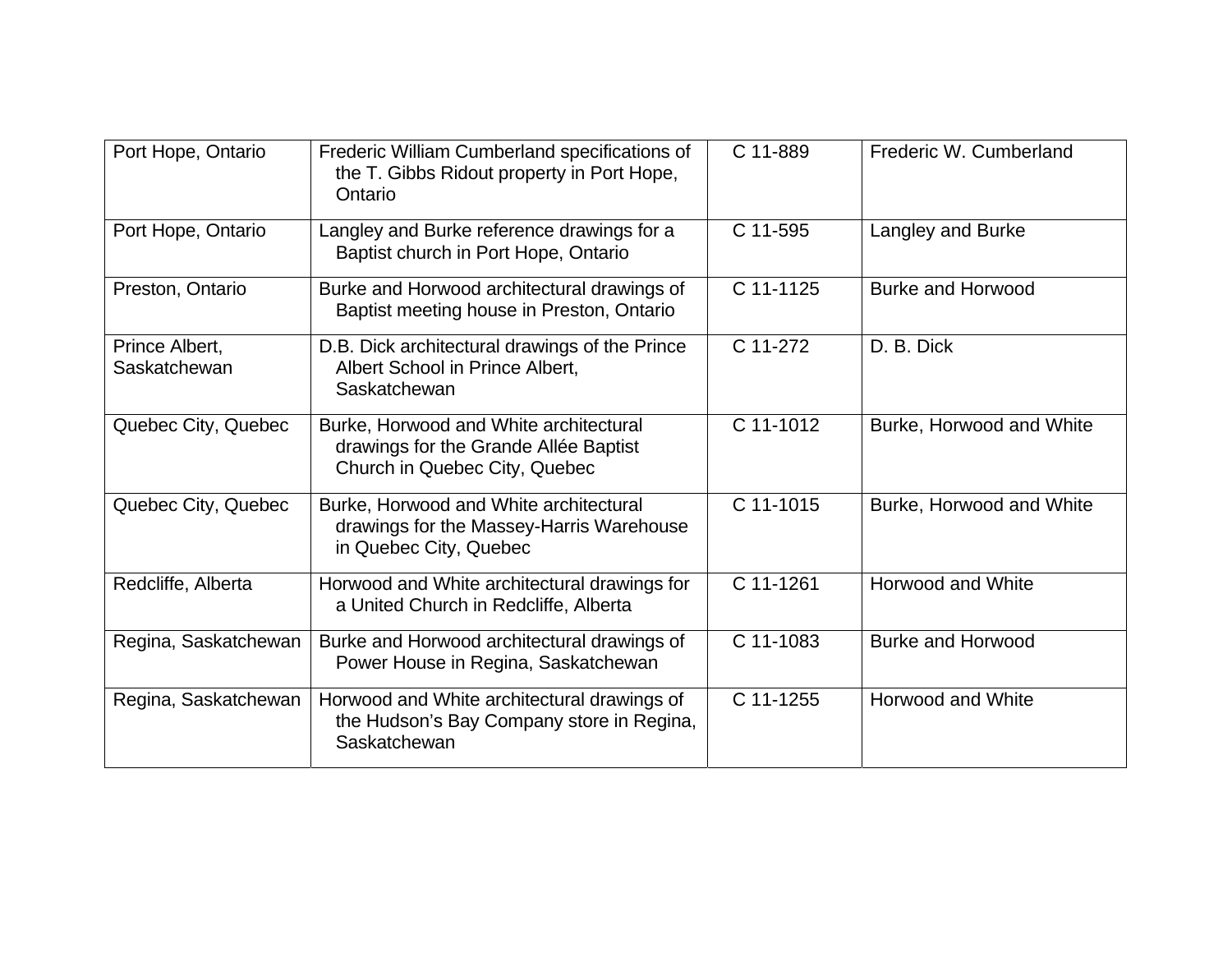| | | | |
|---|---|---|---|
| Port Hope, Ontario | Frederic William Cumberland specifications of the T. Gibbs Ridout property in Port Hope, Ontario | C 11-889 | Frederic W. Cumberland |
| Port Hope, Ontario | Langley and Burke reference drawings for a Baptist church in Port Hope, Ontario | C 11-595 | Langley and Burke |
| Preston, Ontario | Burke and Horwood architectural drawings of Baptist meeting house in Preston, Ontario | C 11-1125 | Burke and Horwood |
| Prince Albert, Saskatchewan | D.B. Dick architectural drawings of the Prince Albert School in Prince Albert, Saskatchewan | C 11-272 | D. B. Dick |
| Quebec City, Quebec | Burke, Horwood and White architectural drawings for the Grande Allée Baptist Church in Quebec City, Quebec | C 11-1012 | Burke, Horwood and White |
| Quebec City, Quebec | Burke, Horwood and White architectural drawings for the Massey-Harris Warehouse in Quebec City, Quebec | C 11-1015 | Burke, Horwood and White |
| Redcliffe, Alberta | Horwood and White architectural drawings for a United Church in Redcliffe, Alberta | C 11-1261 | Horwood and White |
| Regina, Saskatchewan | Burke and Horwood architectural drawings of Power House in Regina, Saskatchewan | C 11-1083 | Burke and Horwood |
| Regina, Saskatchewan | Horwood and White architectural drawings of the Hudson’s Bay Company store in Regina, Saskatchewan | C 11-1255 | Horwood and White |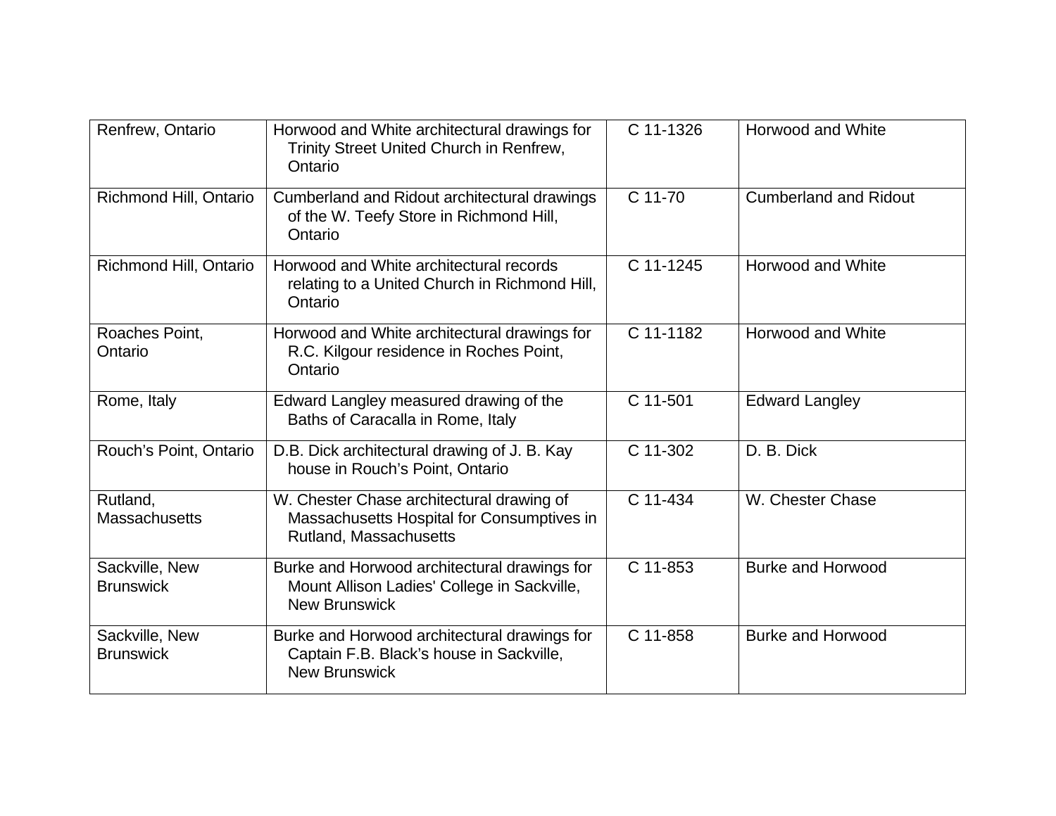| Renfrew, Ontario | Horwood and White architectural drawings for Trinity Street United Church in Renfrew, Ontario | C 11-1326 | Horwood and White |
|---|---|---|---|
| Richmond Hill, Ontario | Cumberland and Ridout architectural drawings of the W. Teefy Store in Richmond Hill, Ontario | C 11-70 | Cumberland and Ridout |
| Richmond Hill, Ontario | Horwood and White architectural records relating to a United Church in Richmond Hill, Ontario | C 11-1245 | Horwood and White |
| Roaches Point, Ontario | Horwood and White architectural drawings for R.C. Kilgour residence in Roches Point, Ontario | C 11-1182 | Horwood and White |
| Rome, Italy | Edward Langley measured drawing of the Baths of Caracalla in Rome, Italy | C 11-501 | Edward Langley |
| Rouch's Point, Ontario | D.B. Dick architectural drawing of J. B. Kay house in Rouch's Point, Ontario | C 11-302 | D. B. Dick |
| Rutland, Massachusetts | W. Chester Chase architectural drawing of Massachusetts Hospital for Consumptives in Rutland, Massachusetts | C 11-434 | W. Chester Chase |
| Sackville, New Brunswick | Burke and Horwood architectural drawings for Mount Allison Ladies' College in Sackville, New Brunswick | C 11-853 | Burke and Horwood |
| Sackville, New Brunswick | Burke and Horwood architectural drawings for Captain F.B. Black's house in Sackville, New Brunswick | C 11-858 | Burke and Horwood |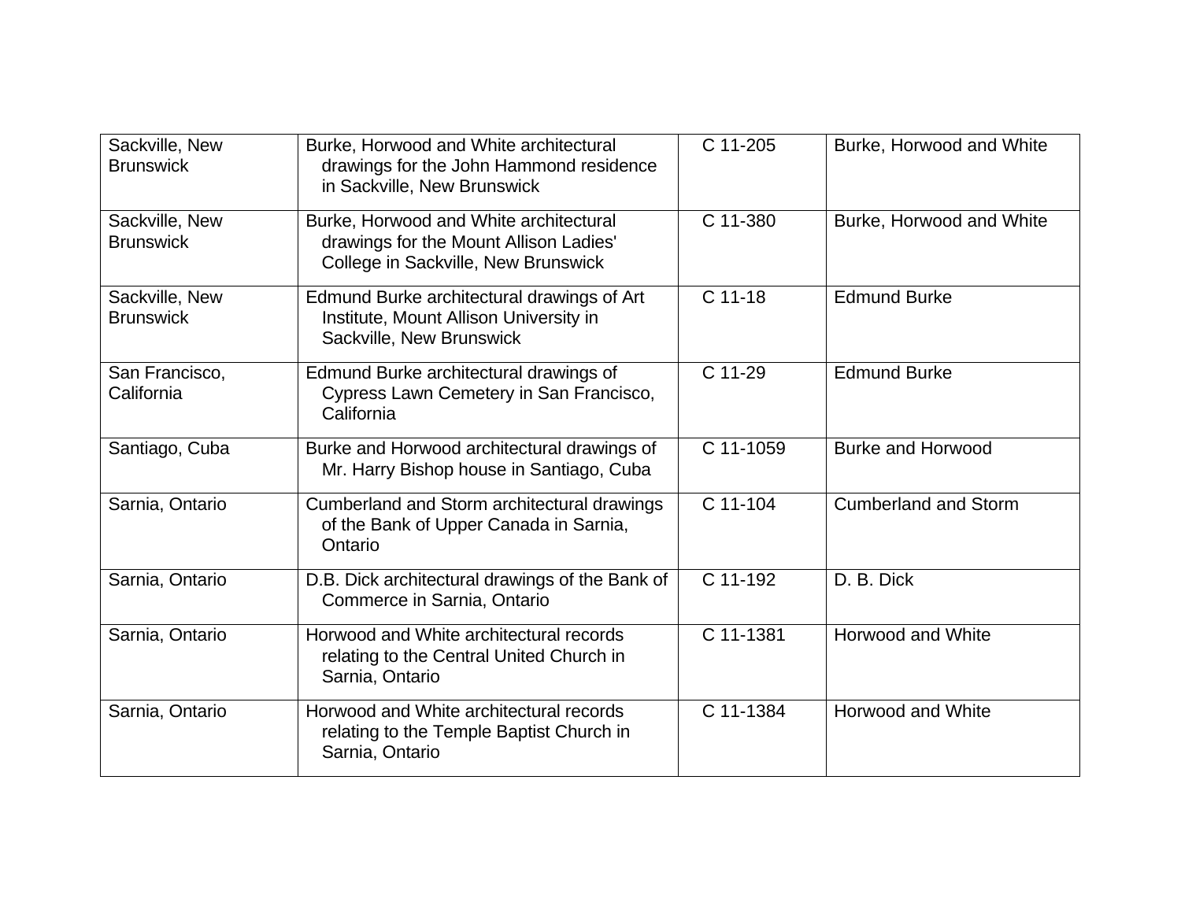| | | | |
|---|---|---|---|
| Sackville, New Brunswick | Burke, Horwood and White architectural drawings for the John Hammond residence in Sackville, New Brunswick | C 11-205 | Burke, Horwood and White |
| Sackville, New Brunswick | Burke, Horwood and White architectural drawings for the Mount Allison Ladies' College in Sackville, New Brunswick | C 11-380 | Burke, Horwood and White |
| Sackville, New Brunswick | Edmund Burke architectural drawings of Art Institute, Mount Allison University in Sackville, New Brunswick | C 11-18 | Edmund Burke |
| San Francisco, California | Edmund Burke architectural drawings of Cypress Lawn Cemetery in San Francisco, California | C 11-29 | Edmund Burke |
| Santiago, Cuba | Burke and Horwood architectural drawings of Mr. Harry Bishop house in Santiago, Cuba | C 11-1059 | Burke and Horwood |
| Sarnia, Ontario | Cumberland and Storm architectural drawings of the Bank of Upper Canada in Sarnia, Ontario | C 11-104 | Cumberland and Storm |
| Sarnia, Ontario | D.B. Dick architectural drawings of the Bank of Commerce in Sarnia, Ontario | C 11-192 | D. B. Dick |
| Sarnia, Ontario | Horwood and White architectural records relating to the Central United Church in Sarnia, Ontario | C 11-1381 | Horwood and White |
| Sarnia, Ontario | Horwood and White architectural records relating to the Temple Baptist Church in Sarnia, Ontario | C 11-1384 | Horwood and White |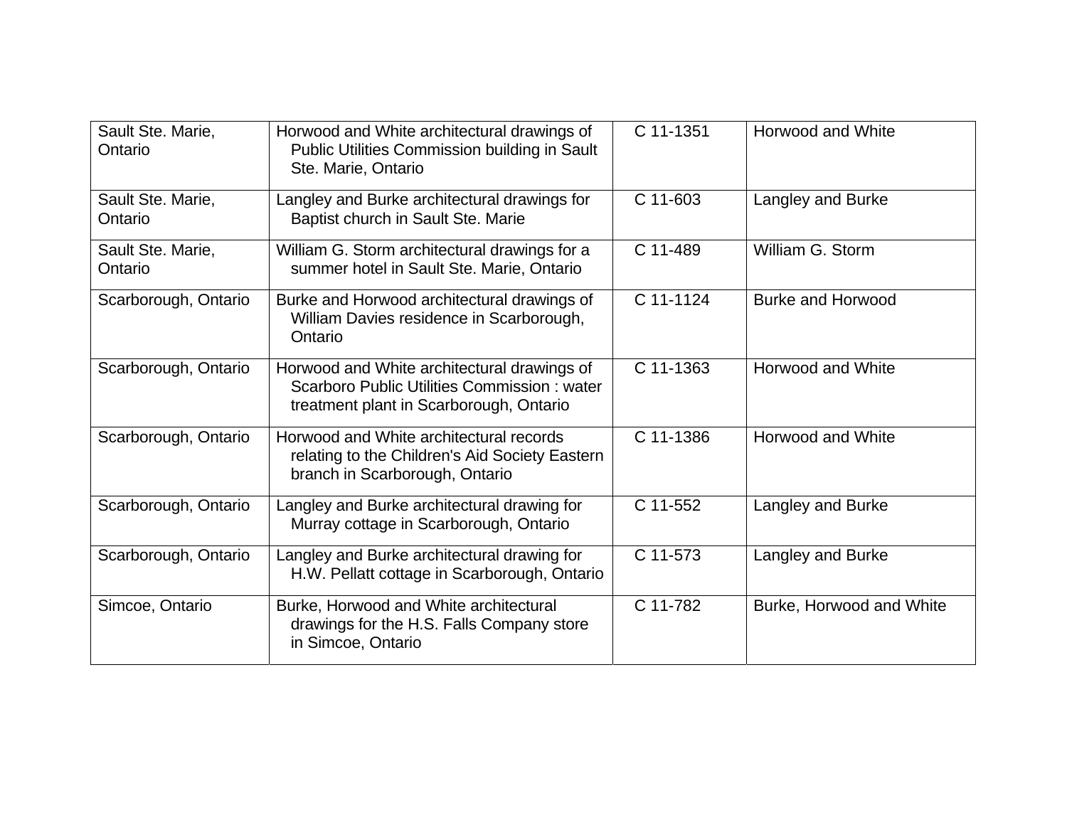| Sault Ste. Marie, Ontario | Horwood and White architectural drawings of Public Utilities Commission building in Sault Ste. Marie, Ontario | C 11-1351 | Horwood and White |
|---|---|---|---|
| Sault Ste. Marie, Ontario | Langley and Burke architectural drawings for Baptist church in Sault Ste. Marie | C 11-603 | Langley and Burke |
| Sault Ste. Marie, Ontario | William G. Storm architectural drawings for a summer hotel in Sault Ste. Marie, Ontario | C 11-489 | William G. Storm |
| Scarborough, Ontario | Burke and Horwood architectural drawings of William Davies residence in Scarborough, Ontario | C 11-1124 | Burke and Horwood |
| Scarborough, Ontario | Horwood and White architectural drawings of Scarboro Public Utilities Commission : water treatment plant in Scarborough, Ontario | C 11-1363 | Horwood and White |
| Scarborough, Ontario | Horwood and White architectural records relating to the Children's Aid Society Eastern branch in Scarborough, Ontario | C 11-1386 | Horwood and White |
| Scarborough, Ontario | Langley and Burke architectural drawing for Murray cottage in Scarborough, Ontario | C 11-552 | Langley and Burke |
| Scarborough, Ontario | Langley and Burke architectural drawing for H.W. Pellatt cottage in Scarborough, Ontario | C 11-573 | Langley and Burke |
| Simcoe, Ontario | Burke, Horwood and White architectural drawings for the H.S. Falls Company store in Simcoe, Ontario | C 11-782 | Burke, Horwood and White |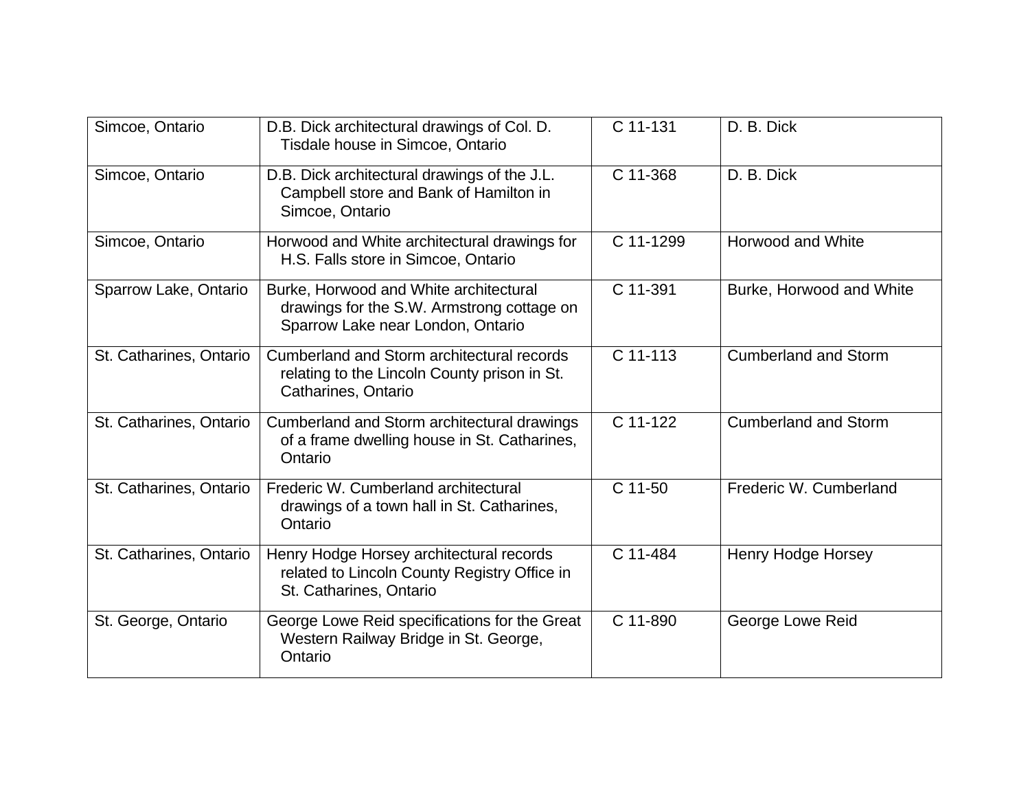| Simcoe, Ontario | D.B. Dick architectural drawings of Col. D. Tisdale house in Simcoe, Ontario | C 11-131 | D. B. Dick |
|---|---|---|---|
| Simcoe, Ontario | D.B. Dick architectural drawings of the J.L. Campbell store and Bank of Hamilton in Simcoe, Ontario | C 11-368 | D. B. Dick |
| Simcoe, Ontario | Horwood and White architectural drawings for H.S. Falls store in Simcoe, Ontario | C 11-1299 | Horwood and White |
| Sparrow Lake, Ontario | Burke, Horwood and White architectural drawings for the S.W. Armstrong cottage on Sparrow Lake near London, Ontario | C 11-391 | Burke, Horwood and White |
| St. Catharines, Ontario | Cumberland and Storm architectural records relating to the Lincoln County prison in St. Catharines, Ontario | C 11-113 | Cumberland and Storm |
| St. Catharines, Ontario | Cumberland and Storm architectural drawings of a frame dwelling house in St. Catharines, Ontario | C 11-122 | Cumberland and Storm |
| St. Catharines, Ontario | Frederic W. Cumberland architectural drawings of a town hall in St. Catharines, Ontario | C 11-50 | Frederic W. Cumberland |
| St. Catharines, Ontario | Henry Hodge Horsey architectural records related to Lincoln County Registry Office in St. Catharines, Ontario | C 11-484 | Henry Hodge Horsey |
| St. George, Ontario | George Lowe Reid specifications for the Great Western Railway Bridge in St. George, Ontario | C 11-890 | George Lowe Reid |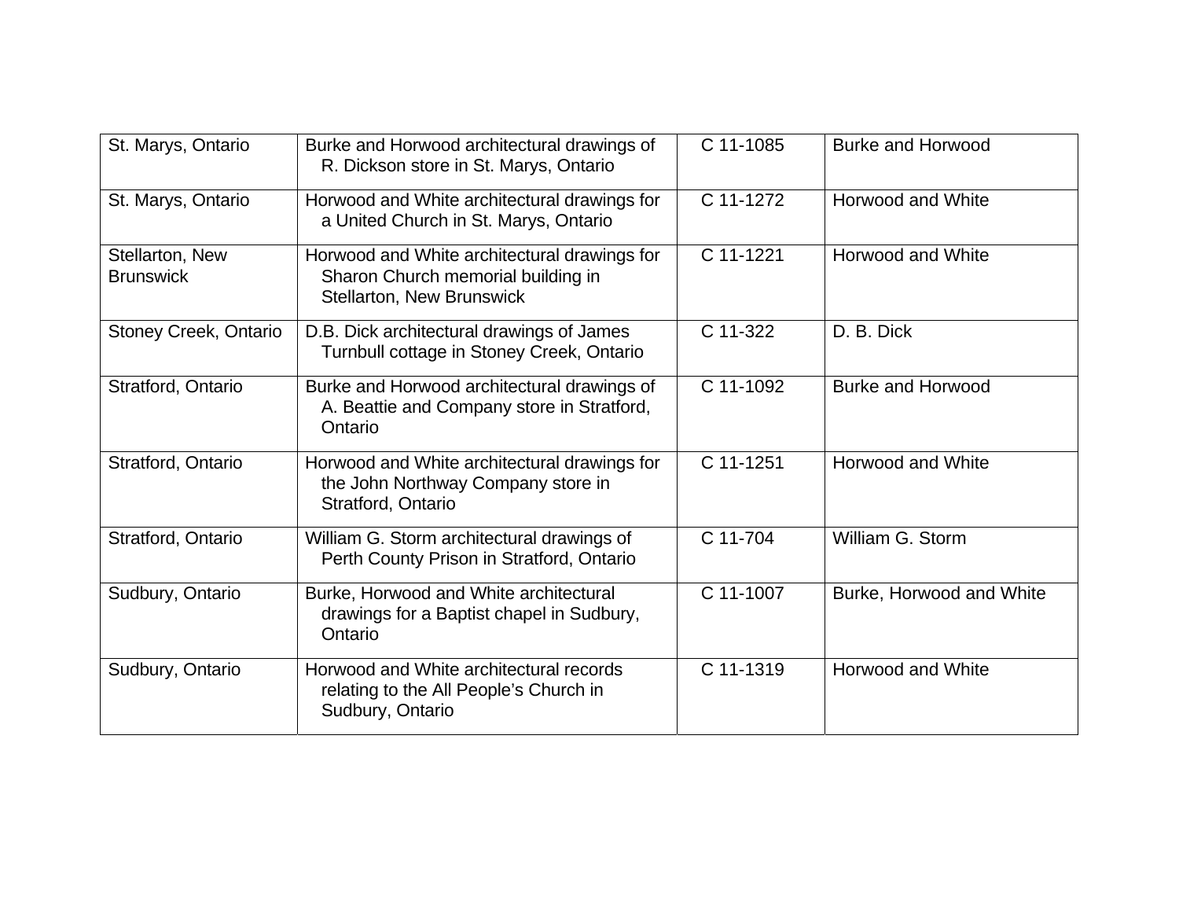| St. Marys, Ontario | Burke and Horwood architectural drawings of R. Dickson store in St. Marys, Ontario | C 11-1085 | Burke and Horwood |
|---|---|---|---|
| St. Marys, Ontario | Horwood and White architectural drawings for a United Church in St. Marys, Ontario | C 11-1272 | Horwood and White |
| Stellarton, New Brunswick | Horwood and White architectural drawings for Sharon Church memorial building in Stellarton, New Brunswick | C 11-1221 | Horwood and White |
| Stoney Creek, Ontario | D.B. Dick architectural drawings of James Turnbull cottage in Stoney Creek, Ontario | C 11-322 | D. B. Dick |
| Stratford, Ontario | Burke and Horwood architectural drawings of A. Beattie and Company store in Stratford, Ontario | C 11-1092 | Burke and Horwood |
| Stratford, Ontario | Horwood and White architectural drawings for the John Northway Company store in Stratford, Ontario | C 11-1251 | Horwood and White |
| Stratford, Ontario | William G. Storm architectural drawings of Perth County Prison in Stratford, Ontario | C 11-704 | William G. Storm |
| Sudbury, Ontario | Burke, Horwood and White architectural drawings for a Baptist chapel in Sudbury, Ontario | C 11-1007 | Burke, Horwood and White |
| Sudbury, Ontario | Horwood and White architectural records relating to the All People's Church in Sudbury, Ontario | C 11-1319 | Horwood and White |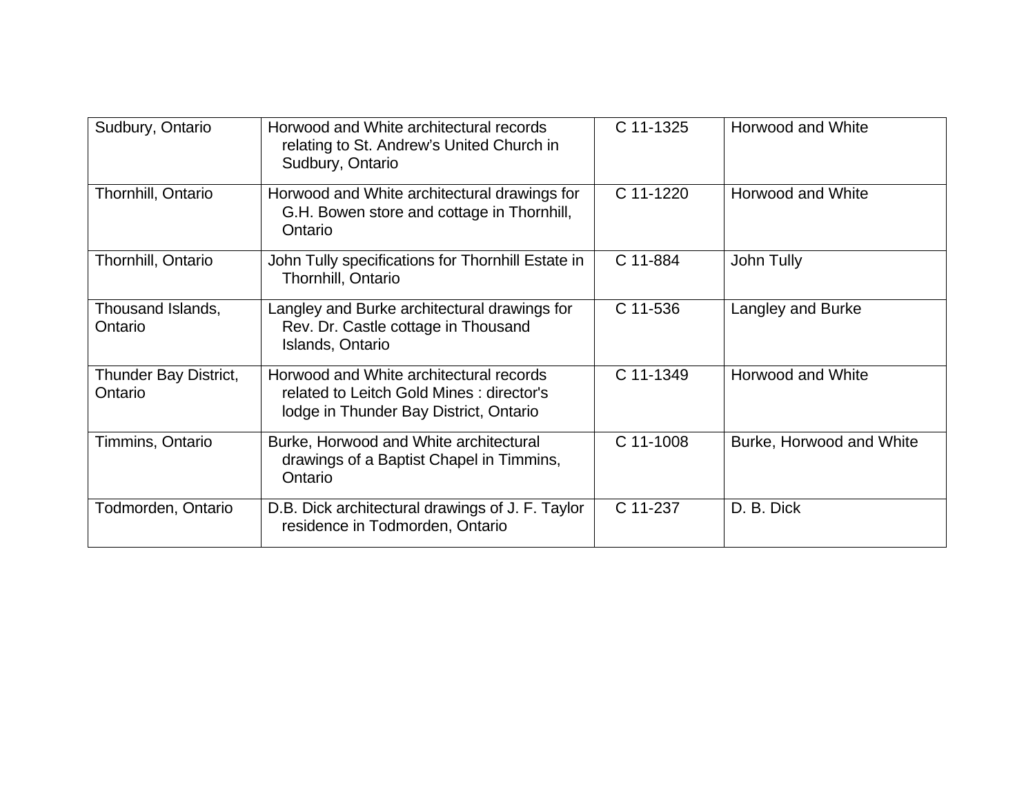| | | | |
|---|---|---|---|
| Sudbury, Ontario | Horwood and White architectural records relating to St. Andrew's United Church in Sudbury, Ontario | C 11-1325 | Horwood and White |
| Thornhill, Ontario | Horwood and White architectural drawings for G.H. Bowen store and cottage in Thornhill, Ontario | C 11-1220 | Horwood and White |
| Thornhill, Ontario | John Tully specifications for Thornhill Estate in Thornhill, Ontario | C 11-884 | John Tully |
| Thousand Islands, Ontario | Langley and Burke architectural drawings for Rev. Dr. Castle cottage in Thousand Islands, Ontario | C 11-536 | Langley and Burke |
| Thunder Bay District, Ontario | Horwood and White architectural records related to Leitch Gold Mines : director's lodge in Thunder Bay District, Ontario | C 11-1349 | Horwood and White |
| Timmins, Ontario | Burke, Horwood and White architectural drawings of a Baptist Chapel in Timmins, Ontario | C 11-1008 | Burke, Horwood and White |
| Todmorden, Ontario | D.B. Dick architectural drawings of J. F. Taylor residence in Todmorden, Ontario | C 11-237 | D. B. Dick |